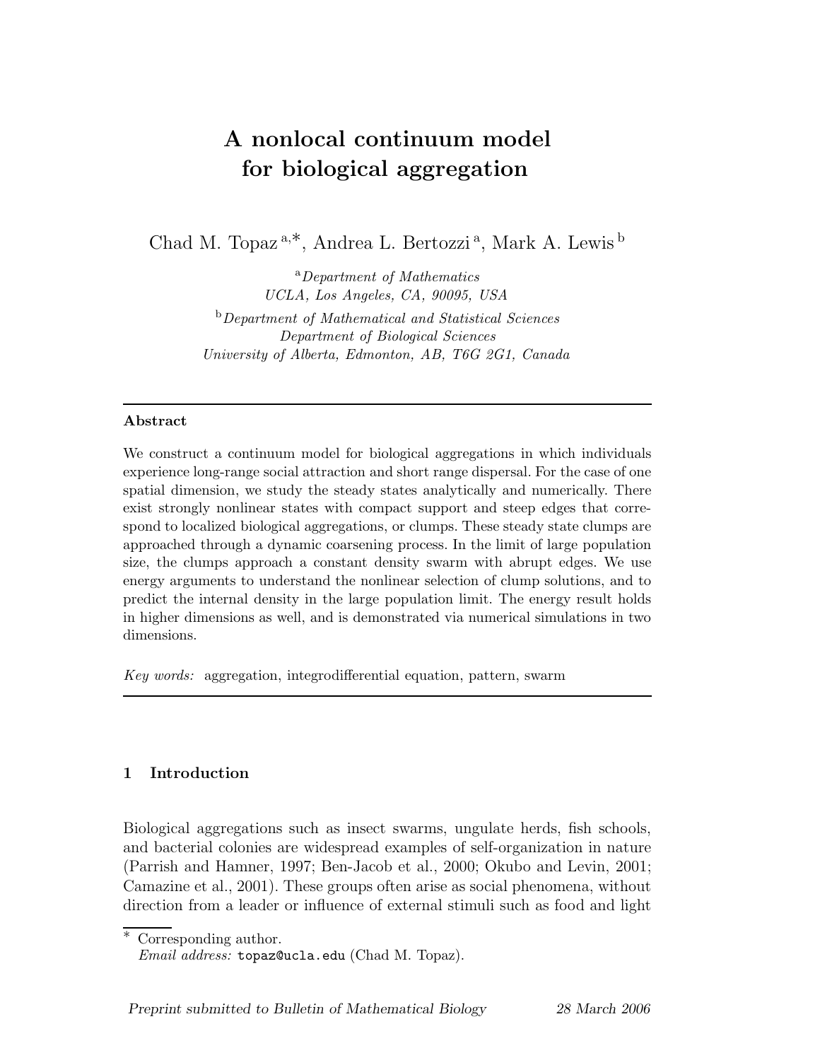# A nonlocal continuum model for biological aggregation

Chad M. Topaz [a,*], Andrea L. Bertozzi [a], Mark A. Lewis [b]

[a] *Department of Mathematics*
*UCLA, Los Angeles, CA, 90095, USA*

[b] *Department of Mathematical and Statistical Sciences*
*Department of Biological Sciences*
*University of Alberta, Edmonton, AB, T6G 2G1, Canada*

---

**Abstract**

We construct a continuum model for biological aggregations in which individuals experience long-range social attraction and short range dispersal. For the case of one spatial dimension, we study the steady states analytically and numerically. There exist strongly nonlinear states with compact support and steep edges that correspond to localized biological aggregations, or clumps. These steady state clumps are approached through a dynamic coarsening process. In the limit of large population size, the clumps approach a constant density swarm with abrupt edges. We use energy arguments to understand the nonlinear selection of clump solutions, and to predict the internal density in the large population limit. The energy result holds in higher dimensions as well, and is demonstrated via numerical simulations in two dimensions.

*Key words:* aggregation, integrodifferential equation, pattern, swarm

---

## 1 Introduction

Biological aggregations such as insect swarms, ungulate herds, fish schools, and bacterial colonies are widespread examples of self-organization in nature (Parrish and Hamner, 1997; Ben-Jacob et al., 2000; Okubo and Levin, 2001; Camazine et al., 2001). These groups often arise as social phenomena, without direction from a leader or influence of external stimuli such as food and light

---

\* Corresponding author.
*Email address:* topaz@ucla.edu (Chad M. Topaz).

*Preprint submitted to Bulletin of Mathematical Biology* 28 March 2006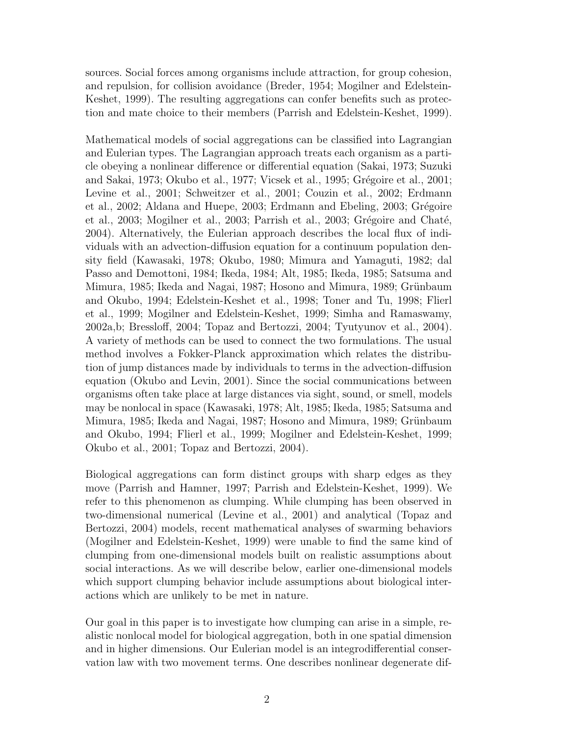sources. Social forces among organisms include attraction, for group cohesion, and repulsion, for collision avoidance (Breder, 1954; Mogilner and Edelstein-Keshet, 1999). The resulting aggregations can confer benefits such as protection and mate choice to their members (Parrish and Edelstein-Keshet, 1999).

Mathematical models of social aggregations can be classified into Lagrangian and Eulerian types. The Lagrangian approach treats each organism as a particle obeying a nonlinear difference or differential equation (Sakai, 1973; Suzuki and Sakai, 1973; Okubo et al., 1977; Vicsek et al., 1995; Grégoire et al., 2001; Levine et al., 2001; Schweitzer et al., 2001; Couzin et al., 2002; Erdmann et al., 2002; Aldana and Huepe, 2003; Erdmann and Ebeling, 2003; Grégoire et al., 2003; Mogilner et al., 2003; Parrish et al., 2003; Grégoire and Chaté, 2004). Alternatively, the Eulerian approach describes the local flux of individuals with an advection-diffusion equation for a continuum population density field (Kawasaki, 1978; Okubo, 1980; Mimura and Yamaguti, 1982; dal Passo and Demottoni, 1984; Ikeda, 1984; Alt, 1985; Ikeda, 1985; Satsuma and Mimura, 1985; Ikeda and Nagai, 1987; Hosono and Mimura, 1989; Grünbaum and Okubo, 1994; Edelstein-Keshet et al., 1998; Toner and Tu, 1998; Flierl et al., 1999; Mogilner and Edelstein-Keshet, 1999; Simha and Ramaswamy, 2002a,b; Bressloff, 2004; Topaz and Bertozzi, 2004; Tyutyunov et al., 2004). A variety of methods can be used to connect the two formulations. The usual method involves a Fokker-Planck approximation which relates the distribution of jump distances made by individuals to terms in the advection-diffusion equation (Okubo and Levin, 2001). Since the social communications between organisms often take place at large distances via sight, sound, or smell, models may be nonlocal in space (Kawasaki, 1978; Alt, 1985; Ikeda, 1985; Satsuma and Mimura, 1985; Ikeda and Nagai, 1987; Hosono and Mimura, 1989; Grünbaum and Okubo, 1994; Flierl et al., 1999; Mogilner and Edelstein-Keshet, 1999; Okubo et al., 2001; Topaz and Bertozzi, 2004).

Biological aggregations can form distinct groups with sharp edges as they move (Parrish and Hamner, 1997; Parrish and Edelstein-Keshet, 1999). We refer to this phenomenon as clumping. While clumping has been observed in two-dimensional numerical (Levine et al., 2001) and analytical (Topaz and Bertozzi, 2004) models, recent mathematical analyses of swarming behaviors (Mogilner and Edelstein-Keshet, 1999) were unable to find the same kind of clumping from one-dimensional models built on realistic assumptions about social interactions. As we will describe below, earlier one-dimensional models which support clumping behavior include assumptions about biological interactions which are unlikely to be met in nature.

Our goal in this paper is to investigate how clumping can arise in a simple, realistic nonlocal model for biological aggregation, both in one spatial dimension and in higher dimensions. Our Eulerian model is an integrodifferential conservation law with two movement terms. One describes nonlinear degenerate dif-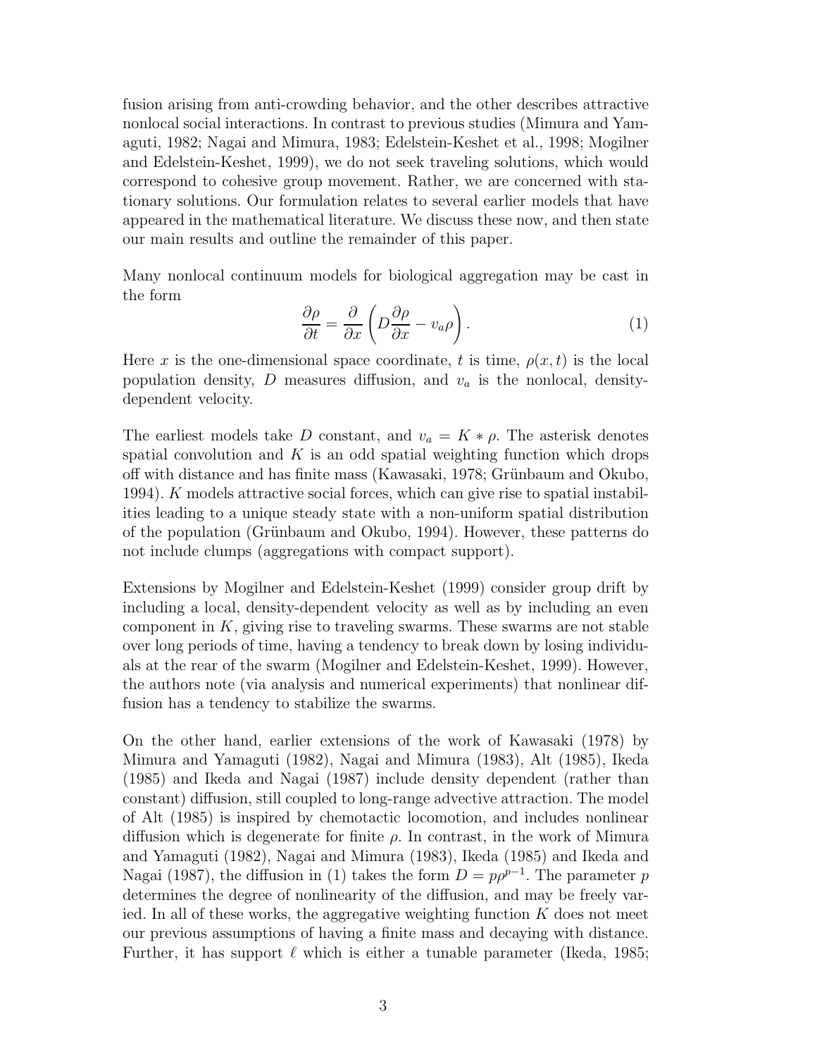fusion arising from anti-crowding behavior, and the other describes attractive nonlocal social interactions. In contrast to previous studies (Mimura and Yamaguti, 1982; Nagai and Mimura, 1983; Edelstein-Keshet et al., 1998; Mogilner and Edelstein-Keshet, 1999), we do not seek traveling solutions, which would correspond to cohesive group movement. Rather, we are concerned with stationary solutions. Our formulation relates to several earlier models that have appeared in the mathematical literature. We discuss these now, and then state our main results and outline the remainder of this paper.

Many nonlocal continuum models for biological aggregation may be cast in the form

$$\frac{\partial \rho}{\partial t} = \frac{\partial}{\partial x}\left(D\frac{\partial \rho}{\partial x} - v_a \rho\right). \tag{1}$$

Here $x$ is the one-dimensional space coordinate, $t$ is time, $\rho(x,t)$ is the local population density, $D$ measures diffusion, and $v_a$ is the nonlocal, density-dependent velocity.

The earliest models take $D$ constant, and $v_a = K * \rho$. The asterisk denotes spatial convolution and $K$ is an odd spatial weighting function which drops off with distance and has finite mass (Kawasaki, 1978; Grünbaum and Okubo, 1994). $K$ models attractive social forces, which can give rise to spatial instabilities leading to a unique steady state with a non-uniform spatial distribution of the population (Grünbaum and Okubo, 1994). However, these patterns do not include clumps (aggregations with compact support).

Extensions by Mogilner and Edelstein-Keshet (1999) consider group drift by including a local, density-dependent velocity as well as by including an even component in $K$, giving rise to traveling swarms. These swarms are not stable over long periods of time, having a tendency to break down by losing individuals at the rear of the swarm (Mogilner and Edelstein-Keshet, 1999). However, the authors note (via analysis and numerical experiments) that nonlinear diffusion has a tendency to stabilize the swarms.

On the other hand, earlier extensions of the work of Kawasaki (1978) by Mimura and Yamaguti (1982), Nagai and Mimura (1983), Alt (1985), Ikeda (1985) and Ikeda and Nagai (1987) include density dependent (rather than constant) diffusion, still coupled to long-range advective attraction. The model of Alt (1985) is inspired by chemotactic locomotion, and includes nonlinear diffusion which is degenerate for finite $\rho$. In contrast, in the work of Mimura and Yamaguti (1982), Nagai and Mimura (1983), Ikeda (1985) and Ikeda and Nagai (1987), the diffusion in (1) takes the form $D = p\rho^{p-1}$. The parameter $p$ determines the degree of nonlinearity of the diffusion, and may be freely varied. In all of these works, the aggregative weighting function $K$ does not meet our previous assumptions of having a finite mass and decaying with distance. Further, it has support $\ell$ which is either a tunable parameter (Ikeda, 1985;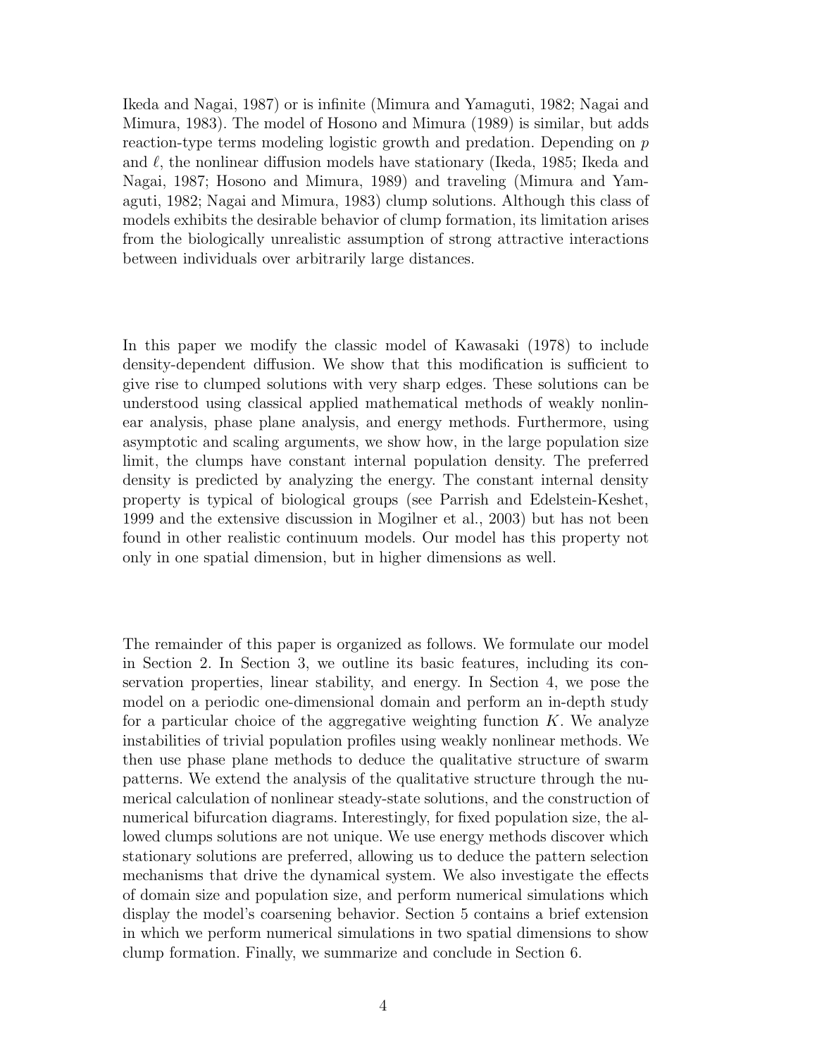Ikeda and Nagai, 1987) or is infinite (Mimura and Yamaguti, 1982; Nagai and Mimura, 1983). The model of Hosono and Mimura (1989) is similar, but adds reaction-type terms modeling logistic growth and predation. Depending on $p$ and $\ell$, the nonlinear diffusion models have stationary (Ikeda, 1985; Ikeda and Nagai, 1987; Hosono and Mimura, 1989) and traveling (Mimura and Yamaguti, 1982; Nagai and Mimura, 1983) clump solutions. Although this class of models exhibits the desirable behavior of clump formation, its limitation arises from the biologically unrealistic assumption of strong attractive interactions between individuals over arbitrarily large distances.

In this paper we modify the classic model of Kawasaki (1978) to include density-dependent diffusion. We show that this modification is sufficient to give rise to clumped solutions with very sharp edges. These solutions can be understood using classical applied mathematical methods of weakly nonlinear analysis, phase plane analysis, and energy methods. Furthermore, using asymptotic and scaling arguments, we show how, in the large population size limit, the clumps have constant internal population density. The preferred density is predicted by analyzing the energy. The constant internal density property is typical of biological groups (see Parrish and Edelstein-Keshet, 1999 and the extensive discussion in Mogilner et al., 2003) but has not been found in other realistic continuum models. Our model has this property not only in one spatial dimension, but in higher dimensions as well.

The remainder of this paper is organized as follows. We formulate our model in Section 2. In Section 3, we outline its basic features, including its conservation properties, linear stability, and energy. In Section 4, we pose the model on a periodic one-dimensional domain and perform an in-depth study for a particular choice of the aggregative weighting function $K$. We analyze instabilities of trivial population profiles using weakly nonlinear methods. We then use phase plane methods to deduce the qualitative structure of swarm patterns. We extend the analysis of the qualitative structure through the numerical calculation of nonlinear steady-state solutions, and the construction of numerical bifurcation diagrams. Interestingly, for fixed population size, the allowed clumps solutions are not unique. We use energy methods discover which stationary solutions are preferred, allowing us to deduce the pattern selection mechanisms that drive the dynamical system. We also investigate the effects of domain size and population size, and perform numerical simulations which display the model's coarsening behavior. Section 5 contains a brief extension in which we perform numerical simulations in two spatial dimensions to show clump formation. Finally, we summarize and conclude in Section 6.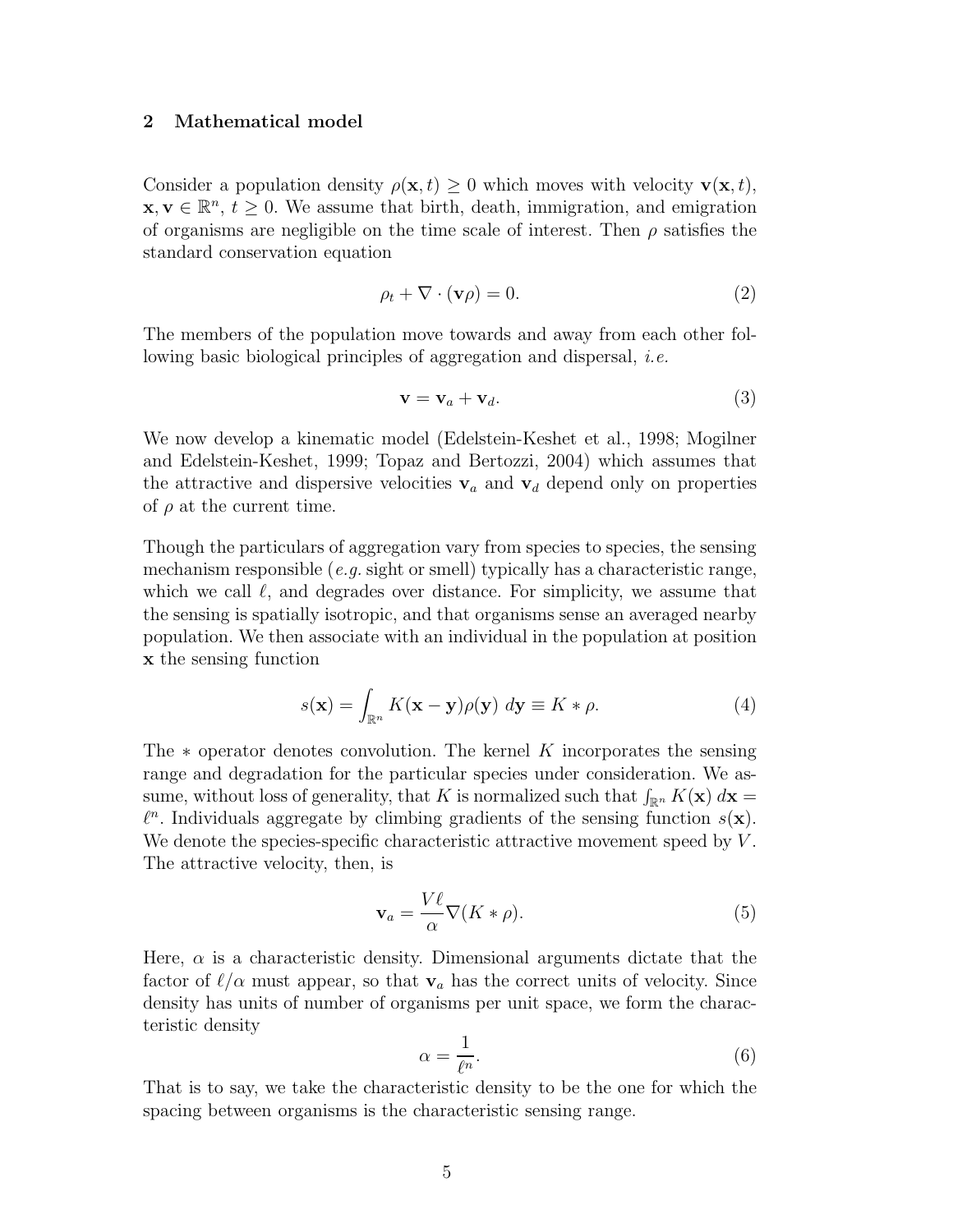## 2 Mathematical model

Consider a population density $\rho(\mathbf{x}, t) \geq 0$ which moves with velocity $\mathbf{v}(\mathbf{x}, t)$, $\mathbf{x}, \mathbf{v} \in \mathbb{R}^n$, $t \geq 0$. We assume that birth, death, immigration, and emigration of organisms are negligible on the time scale of interest. Then $\rho$ satisfies the standard conservation equation

$$\rho_t + \nabla \cdot (\mathbf{v}\rho) = 0. \tag{2}$$

The members of the population move towards and away from each other following basic biological principles of aggregation and dispersal, *i.e.*

$$\mathbf{v} = \mathbf{v}_a + \mathbf{v}_d. \tag{3}$$

We now develop a kinematic model (Edelstein-Keshet et al., 1998; Mogilner and Edelstein-Keshet, 1999; Topaz and Bertozzi, 2004) which assumes that the attractive and dispersive velocities $\mathbf{v}_a$ and $\mathbf{v}_d$ depend only on properties of $\rho$ at the current time.

Though the particulars of aggregation vary from species to species, the sensing mechanism responsible (*e.g.* sight or smell) typically has a characteristic range, which we call $\ell$, and degrades over distance. For simplicity, we assume that the sensing is spatially isotropic, and that organisms sense an averaged nearby population. We then associate with an individual in the population at position $\mathbf{x}$ the sensing function

$$s(\mathbf{x}) = \int_{\mathbb{R}^n} K(\mathbf{x} - \mathbf{y})\rho(\mathbf{y})\ d\mathbf{y} \equiv K * \rho. \tag{4}$$

The $*$ operator denotes convolution. The kernel $K$ incorporates the sensing range and degradation for the particular species under consideration. We assume, without loss of generality, that $K$ is normalized such that $\int_{\mathbb{R}^n} K(\mathbf{x})\ d\mathbf{x} = \ell^n$. Individuals aggregate by climbing gradients of the sensing function $s(\mathbf{x})$. We denote the species-specific characteristic attractive movement speed by $V$. The attractive velocity, then, is

$$\mathbf{v}_a = \frac{V\ell}{\alpha}\nabla(K * \rho). \tag{5}$$

Here, $\alpha$ is a characteristic density. Dimensional arguments dictate that the factor of $\ell/\alpha$ must appear, so that $\mathbf{v}_a$ has the correct units of velocity. Since density has units of number of organisms per unit space, we form the characteristic density

$$\alpha = \frac{1}{\ell^n}. \tag{6}$$

That is to say, we take the characteristic density to be the one for which the spacing between organisms is the characteristic sensing range.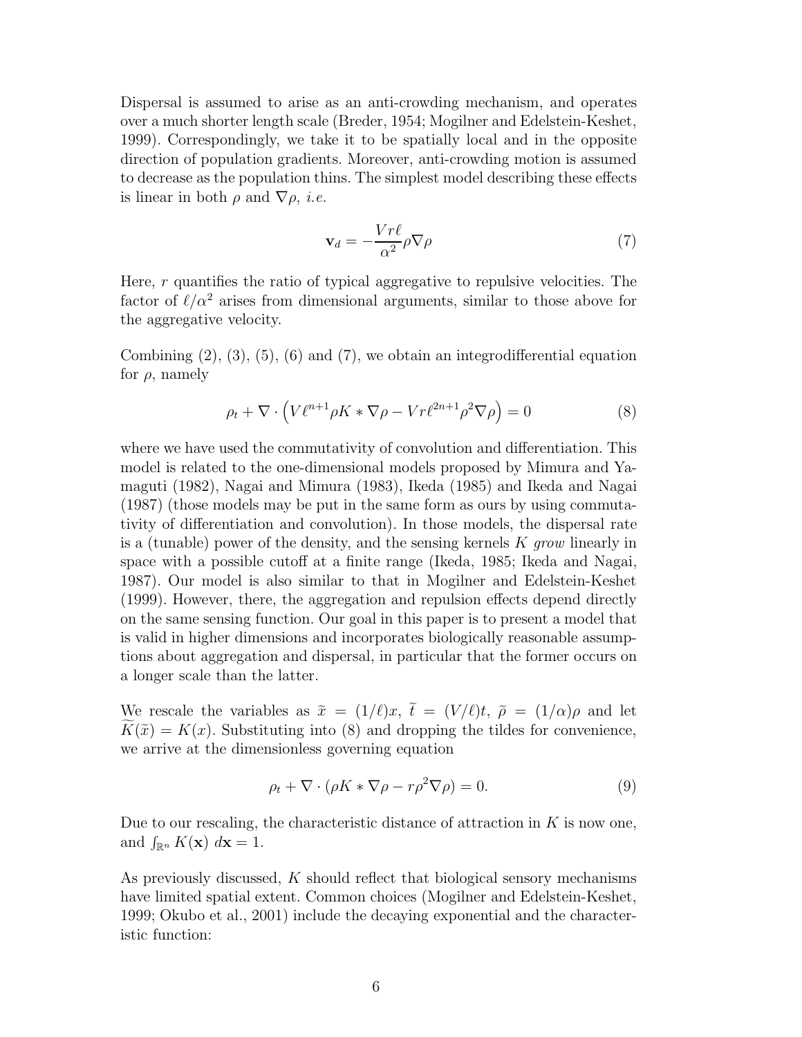Dispersal is assumed to arise as an anti-crowding mechanism, and operates over a much shorter length scale (Breder, 1954; Mogilner and Edelstein-Keshet, 1999). Correspondingly, we take it to be spatially local and in the opposite direction of population gradients. Moreover, anti-crowding motion is assumed to decrease as the population thins. The simplest model describing these effects is linear in both $\rho$ and $\nabla\rho$, *i.e.*

$$\mathbf{v}_d = -\frac{Vr\ell}{\alpha^2}\rho\nabla\rho \tag{7}$$

Here, $r$ quantifies the ratio of typical aggregative to repulsive velocities. The factor of $\ell/\alpha^2$ arises from dimensional arguments, similar to those above for the aggregative velocity.

Combining (2), (3), (5), (6) and (7), we obtain an integrodifferential equation for $\rho$, namely

$$\rho_t + \nabla \cdot \left( V\ell^{n+1}\rho K * \nabla\rho - Vr\ell^{2n+1}\rho^2\nabla\rho \right) = 0 \tag{8}$$

where we have used the commutativity of convolution and differentiation. This model is related to the one-dimensional models proposed by Mimura and Yamaguti (1982), Nagai and Mimura (1983), Ikeda (1985) and Ikeda and Nagai (1987) (those models may be put in the same form as ours by using commutativity of differentiation and convolution). In those models, the dispersal rate is a (tunable) power of the density, and the sensing kernels $K$ *grow* linearly in space with a possible cutoff at a finite range (Ikeda, 1985; Ikeda and Nagai, 1987). Our model is also similar to that in Mogilner and Edelstein-Keshet (1999). However, there, the aggregation and repulsion effects depend directly on the same sensing function. Our goal in this paper is to present a model that is valid in higher dimensions and incorporates biologically reasonable assumptions about aggregation and dispersal, in particular that the former occurs on a longer scale than the latter.

We rescale the variables as $\widetilde{x} = (1/\ell)x$, $\widetilde{t} = (V/\ell)t$, $\widetilde{\rho} = (1/\alpha)\rho$ and let $\widetilde{K}(\widetilde{x}) = K(x)$. Substituting into (8) and dropping the tildes for convenience, we arrive at the dimensionless governing equation

$$\rho_t + \nabla \cdot (\rho K * \nabla\rho - r\rho^2\nabla\rho) = 0. \tag{9}$$

Due to our rescaling, the characteristic distance of attraction in $K$ is now one, and $\int_{\mathbb{R}^n} K(\mathbf{x})\, d\mathbf{x} = 1$.

As previously discussed, $K$ should reflect that biological sensory mechanisms have limited spatial extent. Common choices (Mogilner and Edelstein-Keshet, 1999; Okubo et al., 2001) include the decaying exponential and the characteristic function: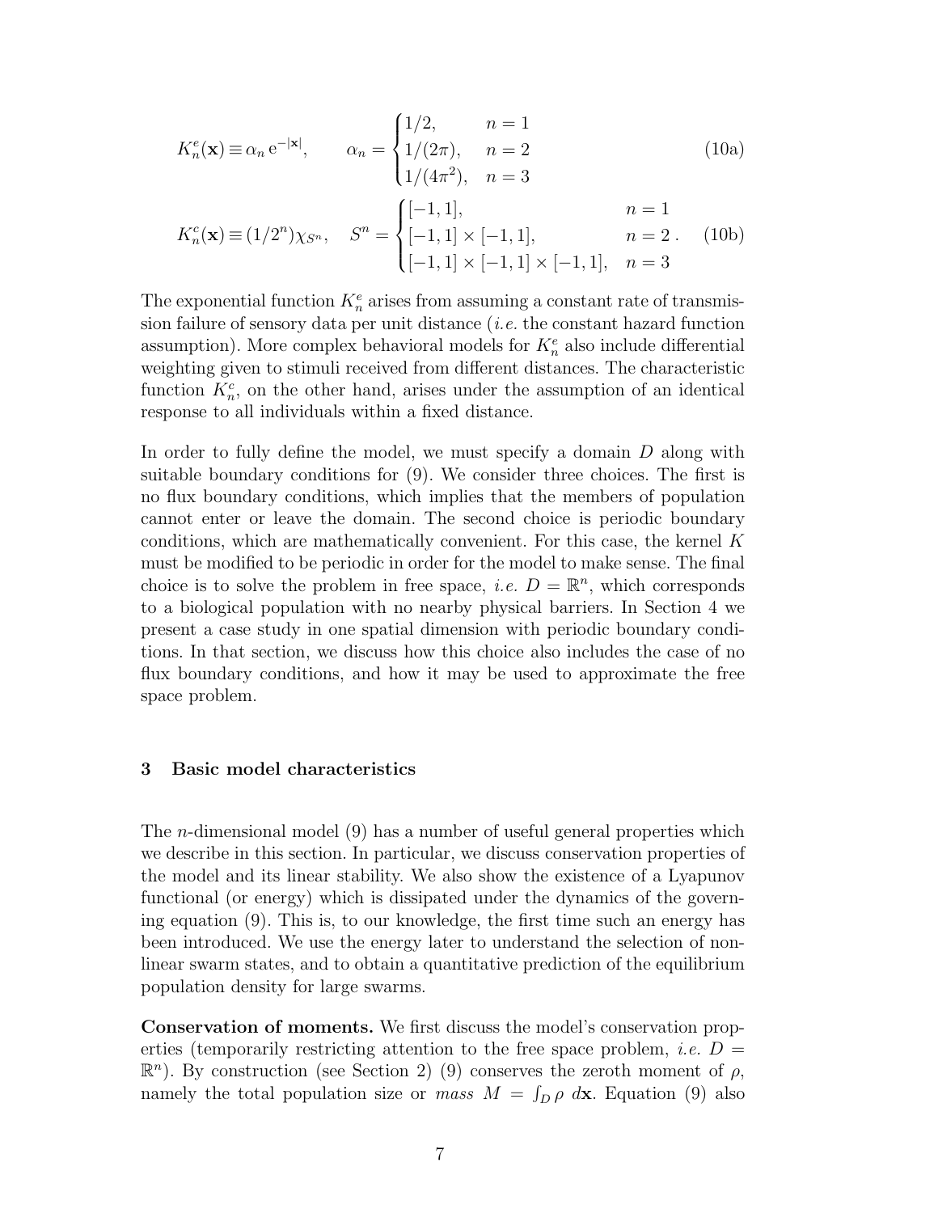$$K_n^e(\mathbf{x}) \equiv \alpha_n \, \mathrm{e}^{-|\mathbf{x}|}, \qquad \alpha_n = \begin{cases} 1/2, & n=1 \\ 1/(2\pi), & n=2 \\ 1/(4\pi^2), & n=3 \end{cases} \tag{10a}$$

$$K_n^c(\mathbf{x}) \equiv (1/2^n)\chi_{S^n}, \quad S^n = \begin{cases} [-1,1], & n=1 \\ [-1,1]\times[-1,1], & n=2 \\ [-1,1]\times[-1,1]\times[-1,1], & n=3 \end{cases}. \tag{10b}$$

The exponential function $K_n^e$ arises from assuming a constant rate of transmission failure of sensory data per unit distance (*i.e.* the constant hazard function assumption). More complex behavioral models for $K_n^e$ also include differential weighting given to stimuli received from different distances. The characteristic function $K_n^c$, on the other hand, arises under the assumption of an identical response to all individuals within a fixed distance.

In order to fully define the model, we must specify a domain $D$ along with suitable boundary conditions for (9). We consider three choices. The first is no flux boundary conditions, which implies that the members of population cannot enter or leave the domain. The second choice is periodic boundary conditions, which are mathematically convenient. For this case, the kernel $K$ must be modified to be periodic in order for the model to make sense. The final choice is to solve the problem in free space, *i.e.* $D = \mathbb{R}^n$, which corresponds to a biological population with no nearby physical barriers. In Section 4 we present a case study in one spatial dimension with periodic boundary conditions. In that section, we discuss how this choice also includes the case of no flux boundary conditions, and how it may be used to approximate the free space problem.

## 3 Basic model characteristics

The $n$-dimensional model (9) has a number of useful general properties which we describe in this section. In particular, we discuss conservation properties of the model and its linear stability. We also show the existence of a Lyapunov functional (or energy) which is dissipated under the dynamics of the governing equation (9). This is, to our knowledge, the first time such an energy has been introduced. We use the energy later to understand the selection of nonlinear swarm states, and to obtain a quantitative prediction of the equilibrium population density for large swarms.

**Conservation of moments.** We first discuss the model's conservation properties (temporarily restricting attention to the free space problem, *i.e.* $D = \mathbb{R}^n$). By construction (see Section 2) (9) conserves the zeroth moment of $\rho$, namely the total population size or *mass* $M = \int_D \rho \, d\mathbf{x}$. Equation (9) also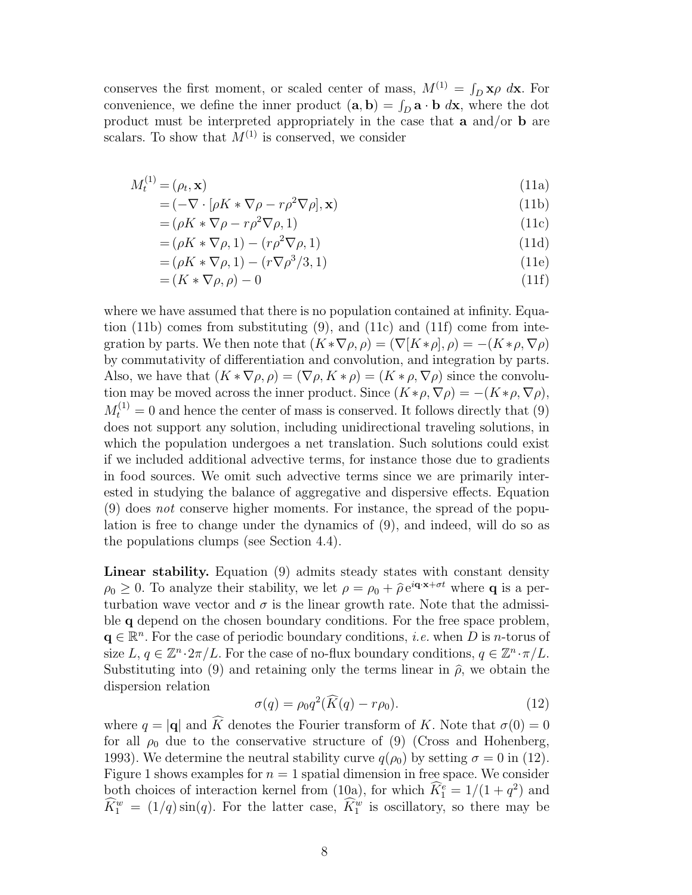conserves the first moment, or scaled center of mass, $M^{(1)} = \int_D \mathbf{x}\rho \, d\mathbf{x}$. For convenience, we define the inner product $(\mathbf{a}, \mathbf{b}) = \int_D \mathbf{a} \cdot \mathbf{b} \, d\mathbf{x}$, where the dot product must be interpreted appropriately in the case that $\mathbf{a}$ and/or $\mathbf{b}$ are scalars. To show that $M^{(1)}$ is conserved, we consider

$$
\begin{aligned}
M_t^{(1)} &= (\rho_t, \mathbf{x}) && \text{(11a)}\\
&= (-\nabla \cdot [\rho K * \nabla \rho - r\rho^2 \nabla \rho], \mathbf{x}) && \text{(11b)}\\
&= (\rho K * \nabla \rho - r\rho^2 \nabla \rho, 1) && \text{(11c)}\\
&= (\rho K * \nabla \rho, 1) - (r\rho^2 \nabla \rho, 1) && \text{(11d)}\\
&= (\rho K * \nabla \rho, 1) - (r\nabla \rho^3/3, 1) && \text{(11e)}\\
&= (K * \nabla \rho, \rho) - 0 && \text{(11f)}
\end{aligned}
$$

where we have assumed that there is no population contained at infinity. Equation (11b) comes from substituting (9), and (11c) and (11f) come from integration by parts. We then note that $(K * \nabla \rho, \rho) = (\nabla [K * \rho], \rho) = -(K * \rho, \nabla \rho)$ by commutativity of differentiation and convolution, and integration by parts. Also, we have that $(K * \nabla \rho, \rho) = (\nabla \rho, K * \rho) = (K * \rho, \nabla \rho)$ since the convolution may be moved across the inner product. Since $(K * \rho, \nabla \rho) = -(K * \rho, \nabla \rho)$, $M_t^{(1)} = 0$ and hence the center of mass is conserved. It follows directly that (9) does not support any solution, including unidirectional traveling solutions, in which the population undergoes a net translation. Such solutions could exist if we included additional advective terms, for instance those due to gradients in food sources. We omit such advective terms since we are primarily interested in studying the balance of aggregative and dispersive effects. Equation (9) does *not* conserve higher moments. For instance, the spread of the population is free to change under the dynamics of (9), and indeed, will do so as the populations clumps (see Section 4.4).

**Linear stability.** Equation (9) admits steady states with constant density $\rho_0 \geq 0$. To analyze their stability, we let $\rho = \rho_0 + \widehat{\rho}\, e^{i\mathbf{q}\cdot\mathbf{x}+\sigma t}$ where $\mathbf{q}$ is a perturbation wave vector and $\sigma$ is the linear growth rate. Note that the admissible $\mathbf{q}$ depend on the chosen boundary conditions. For the free space problem, $\mathbf{q} \in \mathbb{R}^n$. For the case of periodic boundary conditions, *i.e.* when $D$ is $n$-torus of size $L$, $q \in \mathbb{Z}^n \cdot 2\pi/L$. For the case of no-flux boundary conditions, $q \in \mathbb{Z}^n \cdot \pi/L$. Substituting into (9) and retaining only the terms linear in $\widehat{\rho}$, we obtain the dispersion relation

$$
\sigma(q) = \rho_0 q^2 (\widehat{K}(q) - r\rho_0). \tag{12}
$$

where $q = |\mathbf{q}|$ and $\widehat{K}$ denotes the Fourier transform of $K$. Note that $\sigma(0) = 0$ for all $\rho_0$ due to the conservative structure of (9) (Cross and Hohenberg, 1993). We determine the neutral stability curve $q(\rho_0)$ by setting $\sigma = 0$ in (12). Figure 1 shows examples for $n = 1$ spatial dimension in free space. We consider both choices of interaction kernel from (10a), for which $\widehat{K}_1^e = 1/(1 + q^2)$ and $\widehat{K}_1^w = (1/q)\sin(q)$. For the latter case, $\widehat{K}_1^w$ is oscillatory, so there may be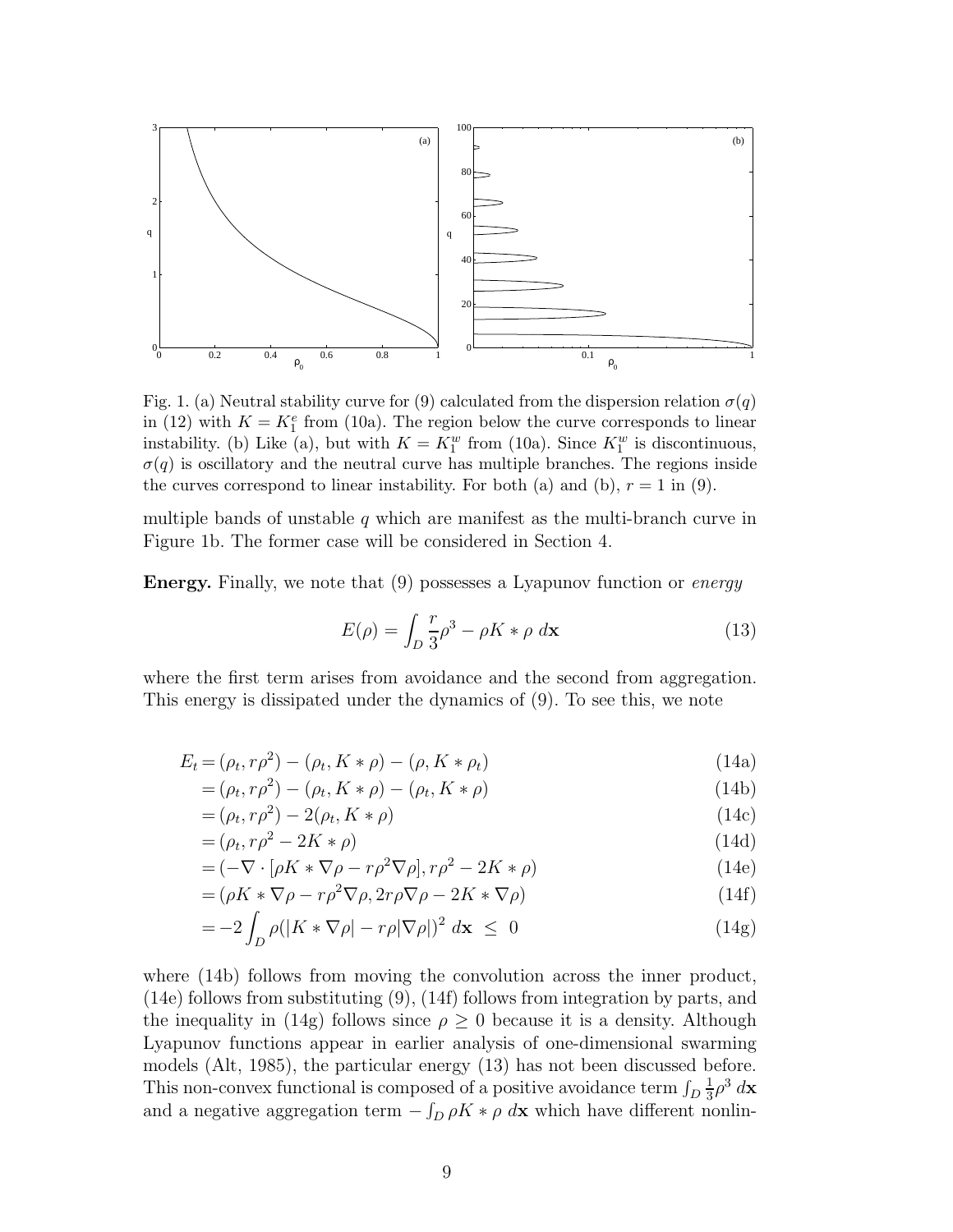Fig. 1. (a) Neutral stability curve for (9) calculated from the dispersion relation $\sigma(q)$ in (12) with $K = K_1^e$ from (10a). The region below the curve corresponds to linear instability. (b) Like (a), but with $K = K_1^w$ from (10a). Since $K_1^w$ is discontinuous, $\sigma(q)$ is oscillatory and the neutral curve has multiple branches. The regions inside the curves correspond to linear instability. For both (a) and (b), $r = 1$ in (9).

multiple bands of unstable $q$ which are manifest as the multi-branch curve in Figure 1b. The former case will be considered in Section 4.

**Energy.** Finally, we note that (9) possesses a Lyapunov function or *energy*

$$E(\rho) = \int_D \frac{r}{3}\rho^3 - \rho K * \rho \; d\mathbf{x} \tag{13}$$

where the first term arises from avoidance and the second from aggregation. This energy is dissipated under the dynamics of (9). To see this, we note

$$
\begin{aligned}
E_t &= (\rho_t, r\rho^2) - (\rho_t, K * \rho) - (\rho, K * \rho_t) && \text{(14a)}\\
&= (\rho_t, r\rho^2) - (\rho_t, K * \rho) - (\rho_t, K * \rho) && \text{(14b)}\\
&= (\rho_t, r\rho^2) - 2(\rho_t, K * \rho) && \text{(14c)}\\
&= (\rho_t, r\rho^2 - 2K * \rho) && \text{(14d)}\\
&= (-\nabla \cdot [\rho K * \nabla\rho - r\rho^2 \nabla\rho], r\rho^2 - 2K * \rho) && \text{(14e)}\\
&= (\rho K * \nabla\rho - r\rho^2\nabla\rho, 2r\rho\nabla\rho - 2K * \nabla\rho) && \text{(14f)}\\
&= -2\int_D \rho(|K * \nabla\rho| - r\rho|\nabla\rho|)^2 \; d\mathbf{x} \;\leq\; 0 && \text{(14g)}
\end{aligned}
$$

where (14b) follows from moving the convolution across the inner product, (14e) follows from substituting (9), (14f) follows from integration by parts, and the inequality in (14g) follows since $\rho \geq 0$ because it is a density. Although Lyapunov functions appear in earlier analysis of one-dimensional swarming models (Alt, 1985), the particular energy (13) has not been discussed before. This non-convex functional is composed of a positive avoidance term $\int_D \frac{1}{3}\rho^3 \; d\mathbf{x}$ and a negative aggregation term $-\int_D \rho K * \rho \; d\mathbf{x}$ which have different nonlin-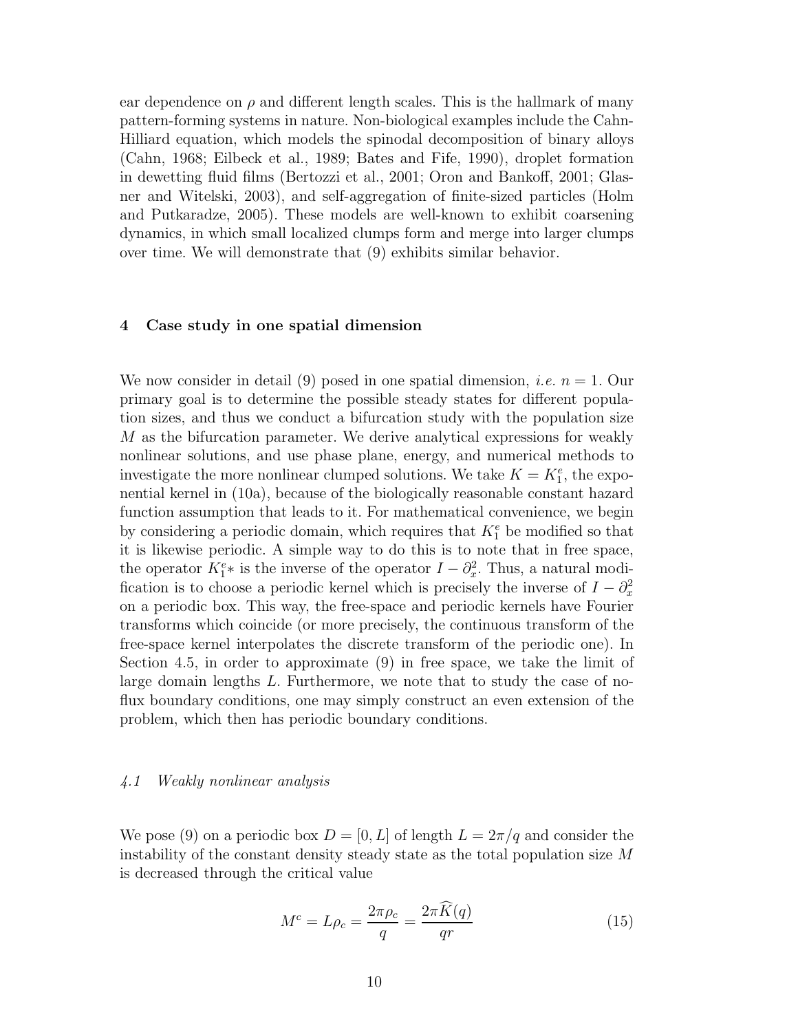ear dependence on $\rho$ and different length scales. This is the hallmark of many pattern-forming systems in nature. Non-biological examples include the Cahn-Hilliard equation, which models the spinodal decomposition of binary alloys (Cahn, 1968; Eilbeck et al., 1989; Bates and Fife, 1990), droplet formation in dewetting fluid films (Bertozzi et al., 2001; Oron and Bankoff, 2001; Glasner and Witelski, 2003), and self-aggregation of finite-sized particles (Holm and Putkaradze, 2005). These models are well-known to exhibit coarsening dynamics, in which small localized clumps form and merge into larger clumps over time. We will demonstrate that (9) exhibits similar behavior.

## 4 Case study in one spatial dimension

We now consider in detail (9) posed in one spatial dimension, *i.e.* $n = 1$. Our primary goal is to determine the possible steady states for different population sizes, and thus we conduct a bifurcation study with the population size $M$ as the bifurcation parameter. We derive analytical expressions for weakly nonlinear solutions, and use phase plane, energy, and numerical methods to investigate the more nonlinear clumped solutions. We take $K = K_1^e$, the exponential kernel in (10a), because of the biologically reasonable constant hazard function assumption that leads to it. For mathematical convenience, we begin by considering a periodic domain, which requires that $K_1^e$ be modified so that it is likewise periodic. A simple way to do this is to note that in free space, the operator $K_1^e *$ is the inverse of the operator $I - \partial_x^2$. Thus, a natural modification is to choose a periodic kernel which is precisely the inverse of $I - \partial_x^2$ on a periodic box. This way, the free-space and periodic kernels have Fourier transforms which coincide (or more precisely, the continuous transform of the free-space kernel interpolates the discrete transform of the periodic one). In Section 4.5, in order to approximate (9) in free space, we take the limit of large domain lengths $L$. Furthermore, we note that to study the case of no-flux boundary conditions, one may simply construct an even extension of the problem, which then has periodic boundary conditions.

### *4.1 Weakly nonlinear analysis*

We pose (9) on a periodic box $D = [0, L]$ of length $L = 2\pi/q$ and consider the instability of the constant density steady state as the total population size $M$ is decreased through the critical value

$$M^c = L\rho_c = \frac{2\pi\rho_c}{q} = \frac{2\pi\widehat{K}(q)}{qr} \tag{15}$$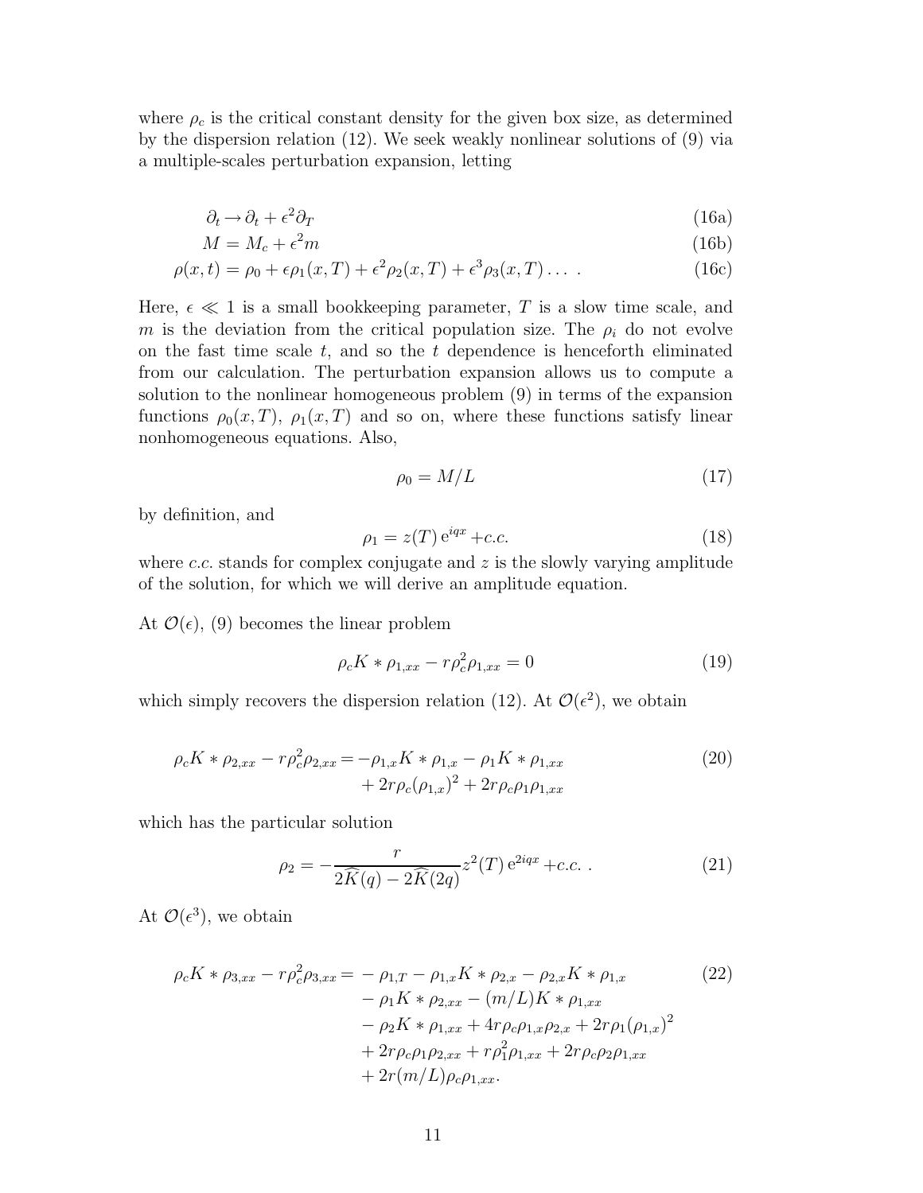where $\rho_c$ is the critical constant density for the given box size, as determined by the dispersion relation (12). We seek weakly nonlinear solutions of (9) via a multiple-scales perturbation expansion, letting

$$
\begin{aligned}
\partial_t &\to \partial_t + \epsilon^2 \partial_T && \text{(16a)}\\
M &= M_c + \epsilon^2 m && \text{(16b)}\\
\rho(x,t) &= \rho_0 + \epsilon \rho_1(x,T) + \epsilon^2 \rho_2(x,T) + \epsilon^3 \rho_3(x,T) \ldots \ . && \text{(16c)}
\end{aligned}
$$

Here, $\epsilon \ll 1$ is a small bookkeeping parameter, $T$ is a slow time scale, and $m$ is the deviation from the critical population size. The $\rho_i$ do not evolve on the fast time scale $t$, and so the $t$ dependence is henceforth eliminated from our calculation. The perturbation expansion allows us to compute a solution to the nonlinear homogeneous problem (9) in terms of the expansion functions $\rho_0(x,T)$, $\rho_1(x,T)$ and so on, where these functions satisfy linear nonhomogeneous equations. Also,

$$\rho_0 = M/L \tag{17}$$

by definition, and

$$\rho_1 = z(T)\, \mathrm{e}^{iqx} + c.c. \tag{18}$$

where *c.c.* stands for complex conjugate and $z$ is the slowly varying amplitude of the solution, for which we will derive an amplitude equation.

At $\mathcal{O}(\epsilon)$, (9) becomes the linear problem

$$\rho_c K * \rho_{1,xx} - r\rho_c^2 \rho_{1,xx} = 0 \tag{19}$$

which simply recovers the dispersion relation (12). At $\mathcal{O}(\epsilon^2)$, we obtain

$$
\begin{aligned}
\rho_c K * \rho_{2,xx} - r\rho_c^2 \rho_{2,xx} = &-\rho_{1,x} K * \rho_{1,x} - \rho_1 K * \rho_{1,xx} \\
&+ 2r\rho_c (\rho_{1,x})^2 + 2r\rho_c \rho_1 \rho_{1,xx}
\end{aligned} \tag{20}
$$

which has the particular solution

$$\rho_2 = -\frac{r}{2\widehat{K}(q) - 2\widehat{K}(2q)} z^2(T)\, \mathrm{e}^{2iqx} + c.c. \ . \tag{21}$$

At $\mathcal{O}(\epsilon^3)$, we obtain

$$
\begin{aligned}
\rho_c K * \rho_{3,xx} - r\rho_c^2 \rho_{3,xx} = &- \rho_{1,T} - \rho_{1,x} K * \rho_{2,x} - \rho_{2,x} K * \rho_{1,x} \\
&- \rho_1 K * \rho_{2,xx} - (m/L) K * \rho_{1,xx} \\
&- \rho_2 K * \rho_{1,xx} + 4r\rho_c \rho_{1,x}\rho_{2,x} + 2r\rho_1 (\rho_{1,x})^2 \\
&+ 2r\rho_c \rho_1 \rho_{2,xx} + r\rho_1^2 \rho_{1,xx} + 2r\rho_c \rho_2 \rho_{1,xx} \\
&+ 2r(m/L)\rho_c \rho_{1,xx}.
\end{aligned} \tag{22}
$$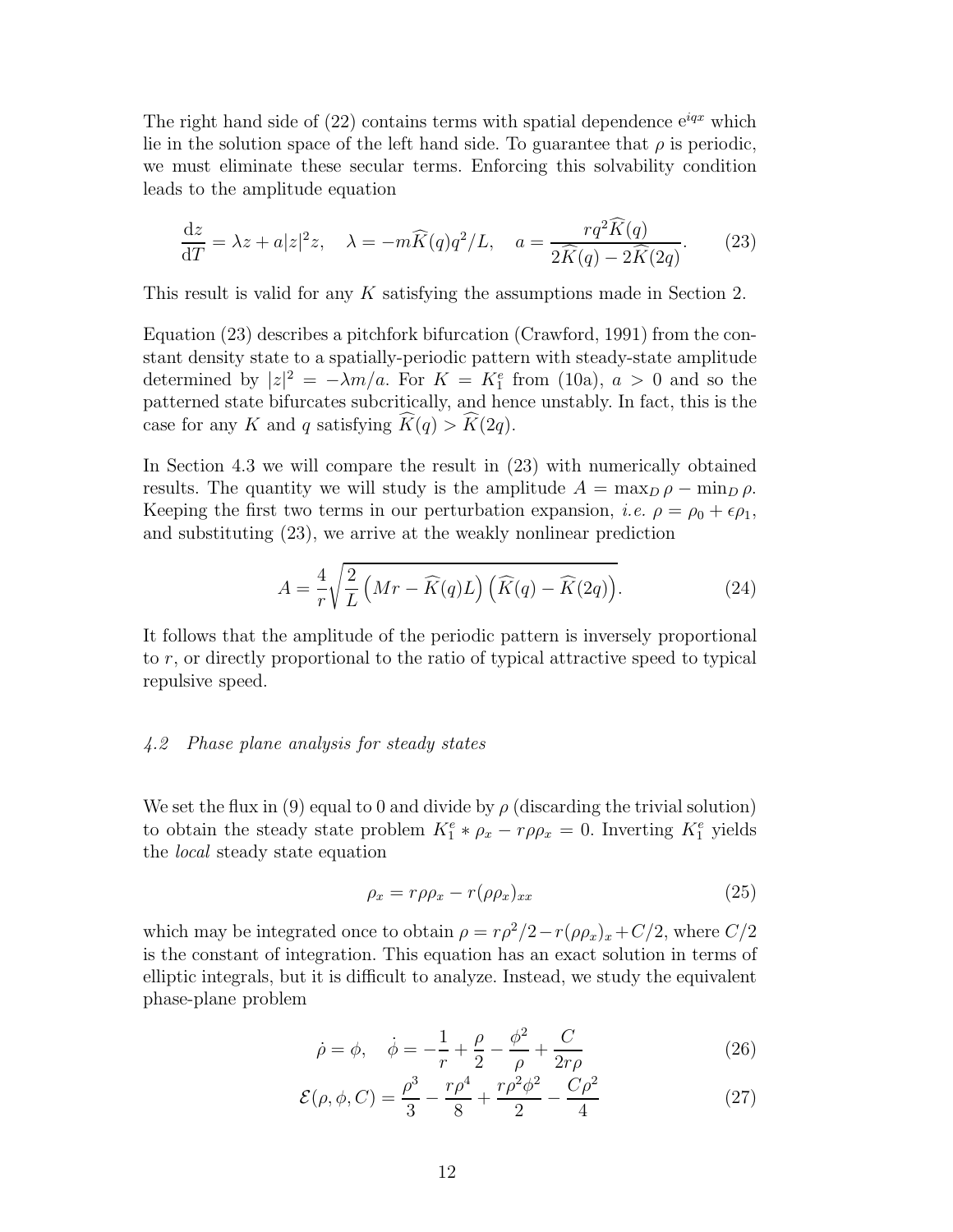The right hand side of (22) contains terms with spatial dependence $\mathrm{e}^{iqx}$ which lie in the solution space of the left hand side. To guarantee that $\rho$ is periodic, we must eliminate these secular terms. Enforcing this solvability condition leads to the amplitude equation

$$\frac{\mathrm{d}z}{\mathrm{d}T} = \lambda z + a|z|^2 z, \quad \lambda = -m\widehat{K}(q)q^2/L, \quad a = \frac{rq^2\widehat{K}(q)}{2\widehat{K}(q) - 2\widehat{K}(2q)}. \tag{23}$$

This result is valid for any $K$ satisfying the assumptions made in Section 2.

Equation (23) describes a pitchfork bifurcation (Crawford, 1991) from the constant density state to a spatially-periodic pattern with steady-state amplitude determined by $|z|^2 = -\lambda m/a$. For $K = K_1^e$ from (10a), $a > 0$ and so the patterned state bifurcates subcritically, and hence unstably. In fact, this is the case for any $K$ and $q$ satisfying $\widehat{K}(q) > \widehat{K}(2q)$.

In Section 4.3 we will compare the result in (23) with numerically obtained results. The quantity we will study is the amplitude $A = \max_D \rho - \min_D \rho$. Keeping the first two terms in our perturbation expansion, *i.e.* $\rho = \rho_0 + \epsilon\rho_1$, and substituting (23), we arrive at the weakly nonlinear prediction

$$A = \frac{4}{r}\sqrt{\frac{2}{L}\left(Mr - \widehat{K}(q)L\right)\left(\widehat{K}(q) - \widehat{K}(2q)\right)}. \tag{24}$$

It follows that the amplitude of the periodic pattern is inversely proportional to $r$, or directly proportional to the ratio of typical attractive speed to typical repulsive speed.

### *4.2 Phase plane analysis for steady states*

We set the flux in (9) equal to 0 and divide by $\rho$ (discarding the trivial solution) to obtain the steady state problem $K_1^e * \rho_x - r\rho\rho_x = 0$. Inverting $K_1^e$ yields the *local* steady state equation

$$\rho_x = r\rho\rho_x - r(\rho\rho_x)_{xx} \tag{25}$$

which may be integrated once to obtain $\rho = r\rho^2/2 - r(\rho\rho_x)_x + C/2$, where $C/2$ is the constant of integration. This equation has an exact solution in terms of elliptic integrals, but it is difficult to analyze. Instead, we study the equivalent phase-plane problem

$$\dot{\rho} = \phi, \quad \dot{\phi} = -\frac{1}{r} + \frac{\rho}{2} - \frac{\phi^2}{\rho} + \frac{C}{2r\rho} \tag{26}$$

$$\mathcal{E}(\rho, \phi, C) = \frac{\rho^3}{3} - \frac{r\rho^4}{8} + \frac{r\rho^2\phi^2}{2} - \frac{C\rho^2}{4} \tag{27}$$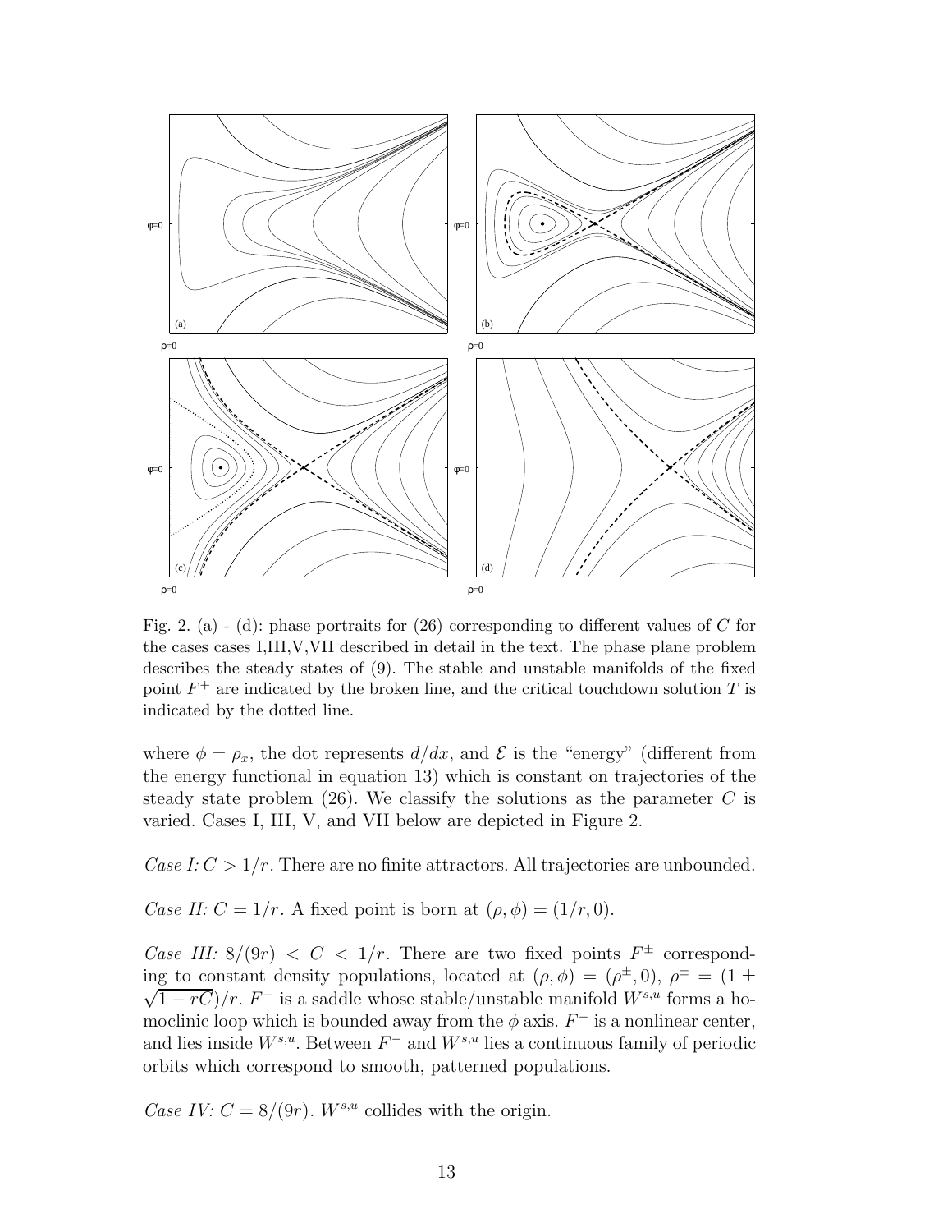Fig. 2. (a) - (d): phase portraits for (26) corresponding to different values of $C$ for the cases cases I,III,V,VII described in detail in the text. The phase plane problem describes the steady states of (9). The stable and unstable manifolds of the fixed point $F^+$ are indicated by the broken line, and the critical touchdown solution $T$ is indicated by the dotted line.

where $\phi = \rho_x$, the dot represents $d/dx$, and $\mathcal{E}$ is the "energy" (different from the energy functional in equation 13) which is constant on trajectories of the steady state problem (26). We classify the solutions as the parameter $C$ is varied. Cases I, III, V, and VII below are depicted in Figure 2.

*Case I:* $C > 1/r$. There are no finite attractors. All trajectories are unbounded.

*Case II:* $C = 1/r$. A fixed point is born at $(\rho, \phi) = (1/r, 0)$.

*Case III:* $8/(9r) < C < 1/r$. There are two fixed points $F^{\pm}$ corresponding to constant density populations, located at $(\rho, \phi) = (\rho^{\pm}, 0)$, $\rho^{\pm} = (1 \pm \sqrt{1 - rC})/r$. $F^+$ is a saddle whose stable/unstable manifold $W^{s,u}$ forms a homoclinic loop which is bounded away from the $\phi$ axis. $F^-$ is a nonlinear center, and lies inside $W^{s,u}$. Between $F^-$ and $W^{s,u}$ lies a continuous family of periodic orbits which correspond to smooth, patterned populations.

*Case IV:* $C = 8/(9r)$. $W^{s,u}$ collides with the origin.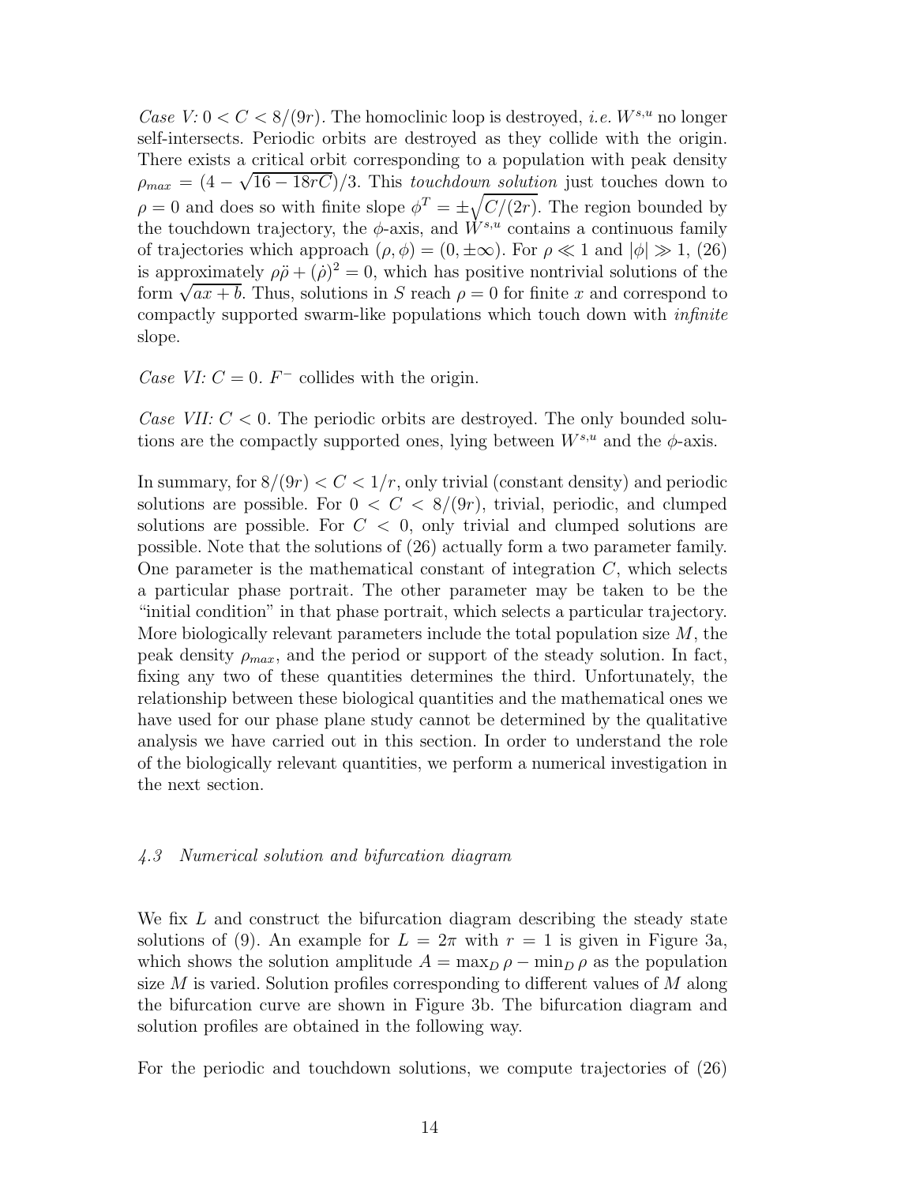*Case V:* $0 < C < 8/(9r)$. The homoclinic loop is destroyed, *i.e.* $W^{s,u}$ no longer self-intersects. Periodic orbits are destroyed as they collide with the origin. There exists a critical orbit corresponding to a population with peak density $\rho_{max} = (4 - \sqrt{16 - 18rC})/3$. This *touchdown solution* just touches down to $\rho = 0$ and does so with finite slope $\phi^T = \pm\sqrt{C/(2r)}$. The region bounded by the touchdown trajectory, the $\phi$-axis, and $W^{s,u}$ contains a continuous family of trajectories which approach $(\rho, \phi) = (0, \pm\infty)$. For $\rho \ll 1$ and $|\phi| \gg 1$, (26) is approximately $\rho\ddot{\rho} + (\dot{\rho})^2 = 0$, which has positive nontrivial solutions of the form $\sqrt{ax + b}$. Thus, solutions in $S$ reach $\rho = 0$ for finite $x$ and correspond to compactly supported swarm-like populations which touch down with *infinite* slope.

*Case VI:* $C = 0$. $F^-$ collides with the origin.

*Case VII:* $C < 0$. The periodic orbits are destroyed. The only bounded solutions are the compactly supported ones, lying between $W^{s,u}$ and the $\phi$-axis.

In summary, for $8/(9r) < C < 1/r$, only trivial (constant density) and periodic solutions are possible. For $0 < C < 8/(9r)$, trivial, periodic, and clumped solutions are possible. For $C < 0$, only trivial and clumped solutions are possible. Note that the solutions of (26) actually form a two parameter family. One parameter is the mathematical constant of integration $C$, which selects a particular phase portrait. The other parameter may be taken to be the "initial condition" in that phase portrait, which selects a particular trajectory. More biologically relevant parameters include the total population size $M$, the peak density $\rho_{max}$, and the period or support of the steady solution. In fact, fixing any two of these quantities determines the third. Unfortunately, the relationship between these biological quantities and the mathematical ones we have used for our phase plane study cannot be determined by the qualitative analysis we have carried out in this section. In order to understand the role of the biologically relevant quantities, we perform a numerical investigation in the next section.

### *4.3 Numerical solution and bifurcation diagram*

We fix $L$ and construct the bifurcation diagram describing the steady state solutions of (9). An example for $L = 2\pi$ with $r = 1$ is given in Figure 3a, which shows the solution amplitude $A = \max_D \rho - \min_D \rho$ as the population size $M$ is varied. Solution profiles corresponding to different values of $M$ along the bifurcation curve are shown in Figure 3b. The bifurcation diagram and solution profiles are obtained in the following way.

For the periodic and touchdown solutions, we compute trajectories of (26)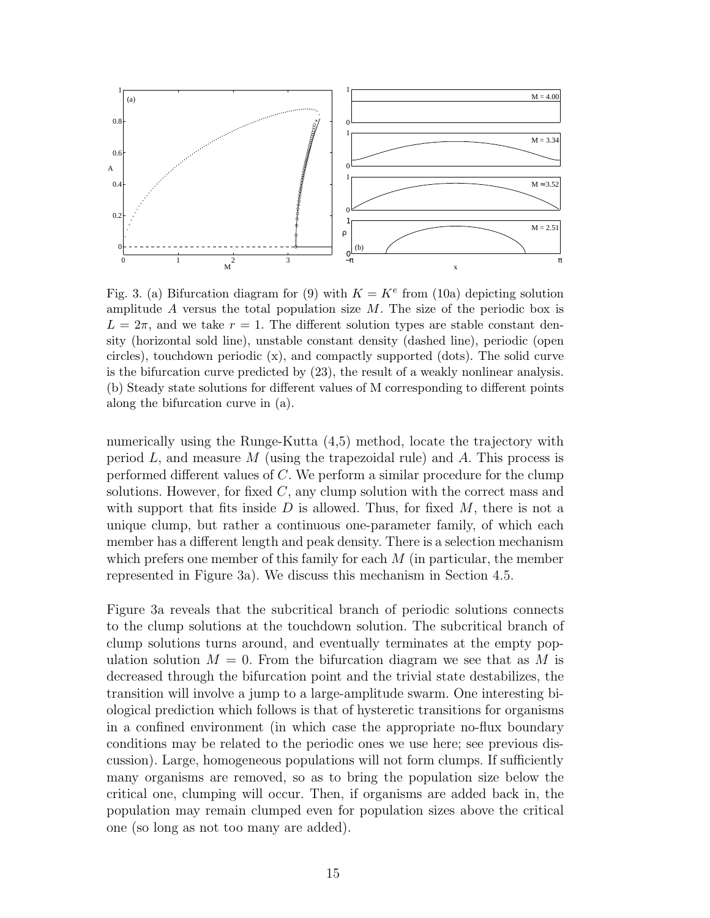Fig. 3. (a) Bifurcation diagram for (9) with $K = K^e$ from (10a) depicting solution amplitude $A$ versus the total population size $M$. The size of the periodic box is $L = 2\pi$, and we take $r = 1$. The different solution types are stable constant density (horizontal sold line), unstable constant density (dashed line), periodic (open circles), touchdown periodic (x), and compactly supported (dots). The solid curve is the bifurcation curve predicted by (23), the result of a weakly nonlinear analysis. (b) Steady state solutions for different values of M corresponding to different points along the bifurcation curve in (a).

numerically using the Runge-Kutta (4,5) method, locate the trajectory with period $L$, and measure $M$ (using the trapezoidal rule) and $A$. This process is performed different values of $C$. We perform a similar procedure for the clump solutions. However, for fixed $C$, any clump solution with the correct mass and with support that fits inside $D$ is allowed. Thus, for fixed $M$, there is not a unique clump, but rather a continuous one-parameter family, of which each member has a different length and peak density. There is a selection mechanism which prefers one member of this family for each $M$ (in particular, the member represented in Figure 3a). We discuss this mechanism in Section 4.5.

Figure 3a reveals that the subcritical branch of periodic solutions connects to the clump solutions at the touchdown solution. The subcritical branch of clump solutions turns around, and eventually terminates at the empty population solution $M = 0$. From the bifurcation diagram we see that as $M$ is decreased through the bifurcation point and the trivial state destabilizes, the transition will involve a jump to a large-amplitude swarm. One interesting biological prediction which follows is that of hysteretic transitions for organisms in a confined environment (in which case the appropriate no-flux boundary conditions may be related to the periodic ones we use here; see previous discussion). Large, homogeneous populations will not form clumps. If sufficiently many organisms are removed, so as to bring the population size below the critical one, clumping will occur. Then, if organisms are added back in, the population may remain clumped even for population sizes above the critical one (so long as not too many are added).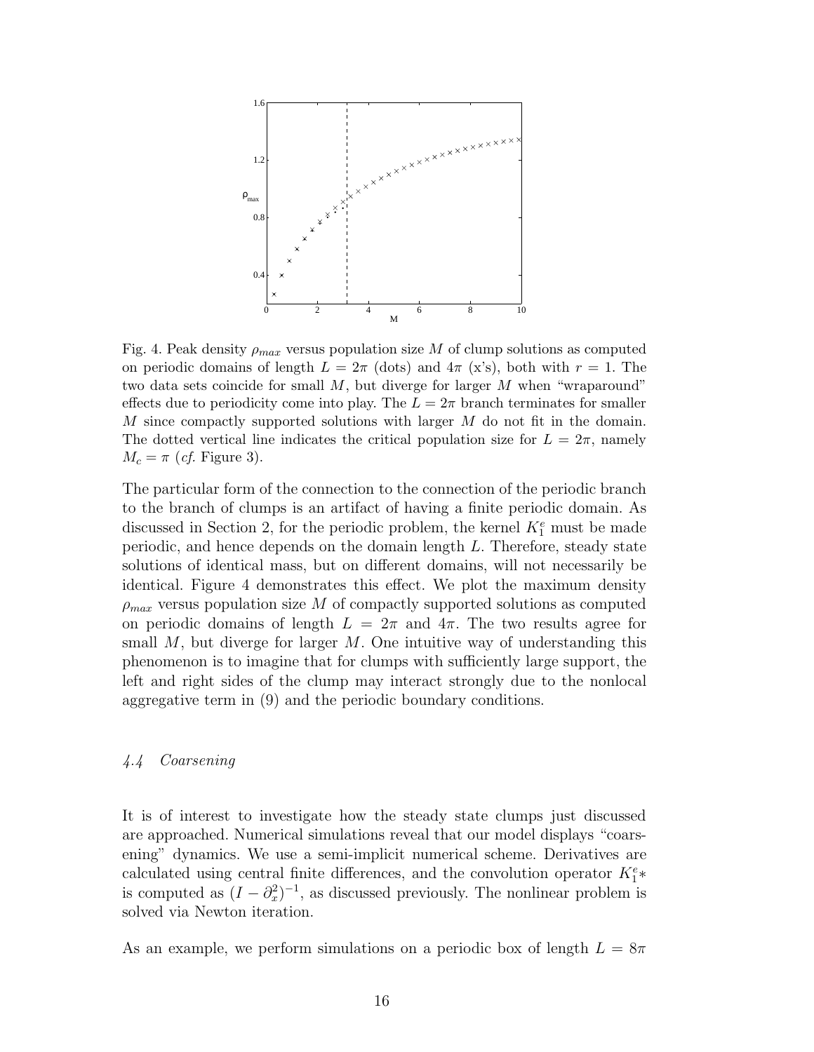Fig. 4. Peak density $\rho_{max}$ versus population size $M$ of clump solutions as computed on periodic domains of length $L = 2\pi$ (dots) and $4\pi$ (x's), both with $r = 1$. The two data sets coincide for small $M$, but diverge for larger $M$ when "wraparound" effects due to periodicity come into play. The $L = 2\pi$ branch terminates for smaller $M$ since compactly supported solutions with larger $M$ do not fit in the domain. The dotted vertical line indicates the critical population size for $L = 2\pi$, namely $M_c = \pi$ (*cf.* Figure 3).

The particular form of the connection to the connection of the periodic branch to the branch of clumps is an artifact of having a finite periodic domain. As discussed in Section 2, for the periodic problem, the kernel $K_1^e$ must be made periodic, and hence depends on the domain length $L$. Therefore, steady state solutions of identical mass, but on different domains, will not necessarily be identical. Figure 4 demonstrates this effect. We plot the maximum density $\rho_{max}$ versus population size $M$ of compactly supported solutions as computed on periodic domains of length $L = 2\pi$ and $4\pi$. The two results agree for small $M$, but diverge for larger $M$. One intuitive way of understanding this phenomenon is to imagine that for clumps with sufficiently large support, the left and right sides of the clump may interact strongly due to the nonlocal aggregative term in (9) and the periodic boundary conditions.

### *4.4 Coarsening*

It is of interest to investigate how the steady state clumps just discussed are approached. Numerical simulations reveal that our model displays "coarsening" dynamics. We use a semi-implicit numerical scheme. Derivatives are calculated using central finite differences, and the convolution operator $K_1^e*$ is computed as $(I - \partial_x^2)^{-1}$, as discussed previously. The nonlinear problem is solved via Newton iteration.

As an example, we perform simulations on a periodic box of length $L = 8\pi$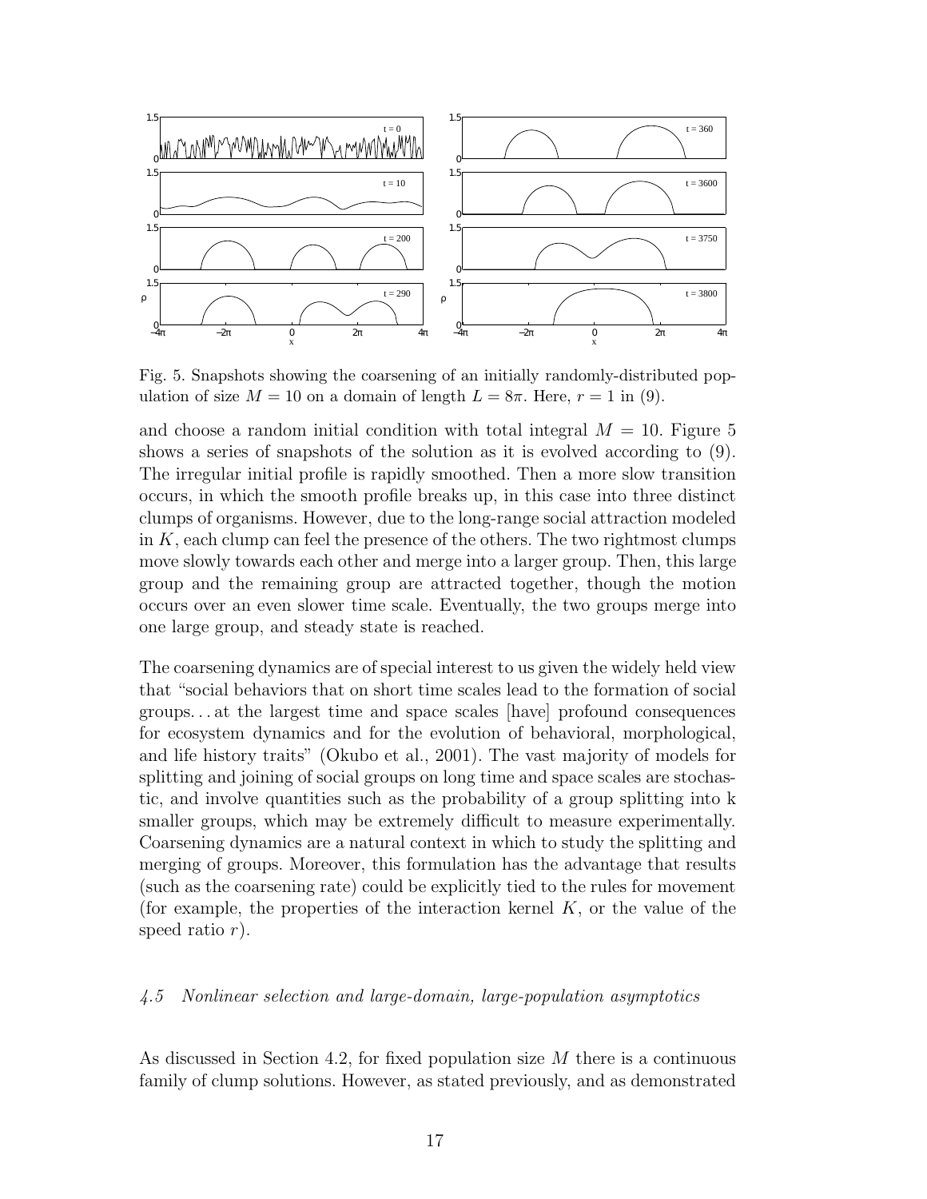Fig. 5. Snapshots showing the coarsening of an initially randomly-distributed population of size $M = 10$ on a domain of length $L = 8\pi$. Here, $r = 1$ in (9).

and choose a random initial condition with total integral $M = 10$. Figure 5 shows a series of snapshots of the solution as it is evolved according to (9). The irregular initial profile is rapidly smoothed. Then a more slow transition occurs, in which the smooth profile breaks up, in this case into three distinct clumps of organisms. However, due to the long-range social attraction modeled in $K$, each clump can feel the presence of the others. The two rightmost clumps move slowly towards each other and merge into a larger group. Then, this large group and the remaining group are attracted together, though the motion occurs over an even slower time scale. Eventually, the two groups merge into one large group, and steady state is reached.

The coarsening dynamics are of special interest to us given the widely held view that "social behaviors that on short time scales lead to the formation of social groups. . . at the largest time and space scales [have] profound consequences for ecosystem dynamics and for the evolution of behavioral, morphological, and life history traits" (Okubo et al., 2001). The vast majority of models for splitting and joining of social groups on long time and space scales are stochastic, and involve quantities such as the probability of a group splitting into k smaller groups, which may be extremely difficult to measure experimentally. Coarsening dynamics are a natural context in which to study the splitting and merging of groups. Moreover, this formulation has the advantage that results (such as the coarsening rate) could be explicitly tied to the rules for movement (for example, the properties of the interaction kernel $K$, or the value of the speed ratio $r$).

### *4.5 Nonlinear selection and large-domain, large-population asymptotics*

As discussed in Section 4.2, for fixed population size $M$ there is a continuous family of clump solutions. However, as stated previously, and as demonstrated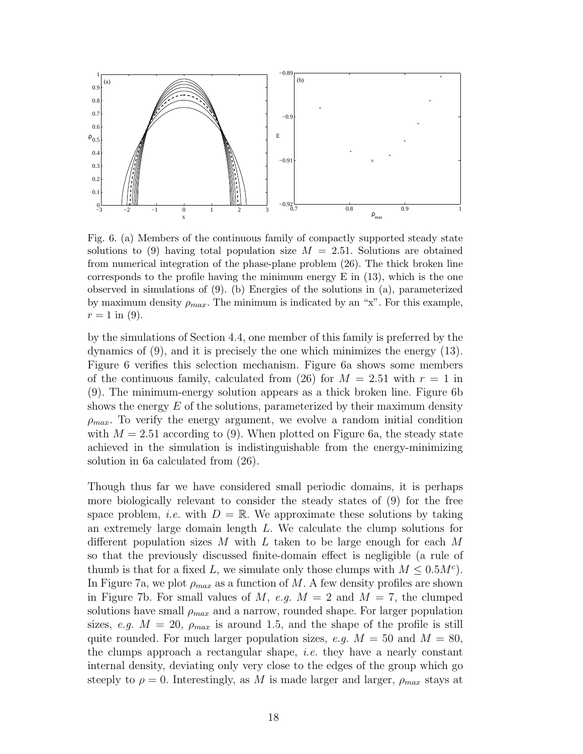Fig. 6. (a) Members of the continuous family of compactly supported steady state solutions to (9) having total population size $M = 2.51$. Solutions are obtained from numerical integration of the phase-plane problem (26). The thick broken line corresponds to the profile having the minimum energy E in (13), which is the one observed in simulations of (9). (b) Energies of the solutions in (a), parameterized by maximum density $\rho_{max}$. The minimum is indicated by an "x". For this example, $r = 1$ in (9).

by the simulations of Section 4.4, one member of this family is preferred by the dynamics of (9), and it is precisely the one which minimizes the energy (13). Figure 6 verifies this selection mechanism. Figure 6a shows some members of the continuous family, calculated from (26) for $M = 2.51$ with $r = 1$ in (9). The minimum-energy solution appears as a thick broken line. Figure 6b shows the energy $E$ of the solutions, parameterized by their maximum density $\rho_{max}$. To verify the energy argument, we evolve a random initial condition with $M = 2.51$ according to (9). When plotted on Figure 6a, the steady state achieved in the simulation is indistinguishable from the energy-minimizing solution in 6a calculated from (26).

Though thus far we have considered small periodic domains, it is perhaps more biologically relevant to consider the steady states of (9) for the free space problem, *i.e.* with $D = \mathbb{R}$. We approximate these solutions by taking an extremely large domain length $L$. We calculate the clump solutions for different population sizes $M$ with $L$ taken to be large enough for each $M$ so that the previously discussed finite-domain effect is negligible (a rule of thumb is that for a fixed $L$, we simulate only those clumps with $M \leq 0.5M^c$). In Figure 7a, we plot $\rho_{max}$ as a function of $M$. A few density profiles are shown in Figure 7b. For small values of $M$, *e.g.* $M = 2$ and $M = 7$, the clumped solutions have small $\rho_{max}$ and a narrow, rounded shape. For larger population sizes, *e.g.* $M = 20$, $\rho_{max}$ is around 1.5, and the shape of the profile is still quite rounded. For much larger population sizes, *e.g.* $M = 50$ and $M = 80$, the clumps approach a rectangular shape, *i.e.* they have a nearly constant internal density, deviating only very close to the edges of the group which go steeply to $\rho = 0$. Interestingly, as $M$ is made larger and larger, $\rho_{max}$ stays at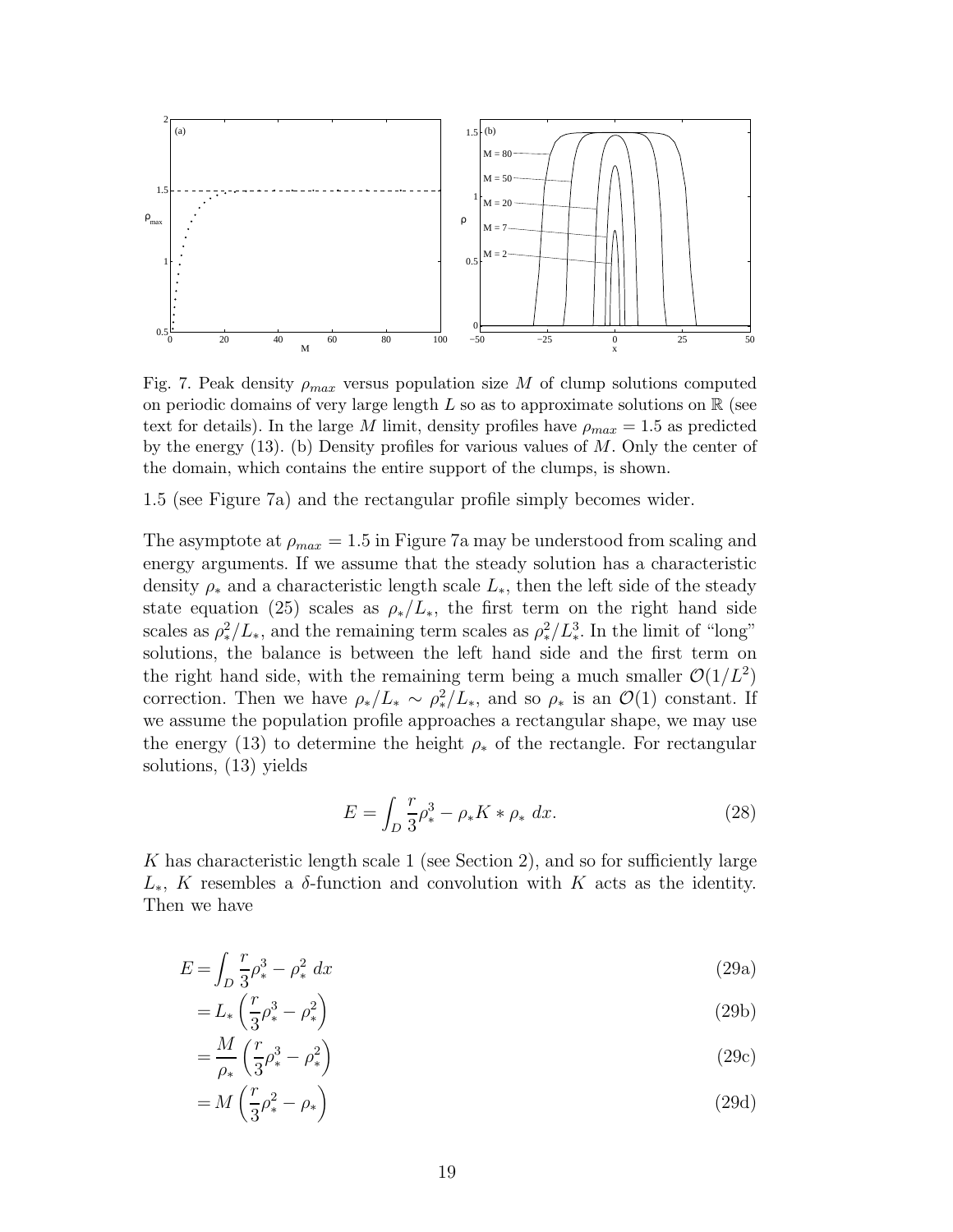Fig. 7. Peak density $\rho_{max}$ versus population size $M$ of clump solutions computed on periodic domains of very large length $L$ so as to approximate solutions on $\mathbb{R}$ (see text for details). In the large $M$ limit, density profiles have $\rho_{max} = 1.5$ as predicted by the energy (13). (b) Density profiles for various values of $M$. Only the center of the domain, which contains the entire support of the clumps, is shown.

1.5 (see Figure 7a) and the rectangular profile simply becomes wider.

The asymptote at $\rho_{max} = 1.5$ in Figure 7a may be understood from scaling and energy arguments. If we assume that the steady solution has a characteristic density $\rho_*$ and a characteristic length scale $L_*$, then the left side of the steady state equation (25) scales as $\rho_*/L_*$, the first term on the right hand side scales as $\rho_*^2/L_*$, and the remaining term scales as $\rho_*^2/L_*^3$. In the limit of "long" solutions, the balance is between the left hand side and the first term on the right hand side, with the remaining term being a much smaller $\mathcal{O}(1/L^2)$ correction. Then we have $\rho_*/L_* \sim \rho_*^2/L_*$, and so $\rho_*$ is an $\mathcal{O}(1)$ constant. If we assume the population profile approaches a rectangular shape, we may use the energy (13) to determine the height $\rho_*$ of the rectangle. For rectangular solutions, (13) yields

$$E = \int_D \frac{r}{3}\rho_*^3 - \rho_* K * \rho_* \; dx. \tag{28}$$

$K$ has characteristic length scale 1 (see Section 2), and so for sufficiently large $L_*$, $K$ resembles a $\delta$-function and convolution with $K$ acts as the identity. Then we have

$$E = \int_D \frac{r}{3}\rho_*^3 - \rho_*^2 \; dx \tag{29a}$$

$$= L_* \left( \frac{r}{3}\rho_*^3 - \rho_*^2 \right) \tag{29b}$$

$$= \frac{M}{\rho_*} \left( \frac{r}{3}\rho_*^3 - \rho_*^2 \right) \tag{29c}$$

$$= M \left( \frac{r}{3}\rho_*^2 - \rho_* \right) \tag{29d}$$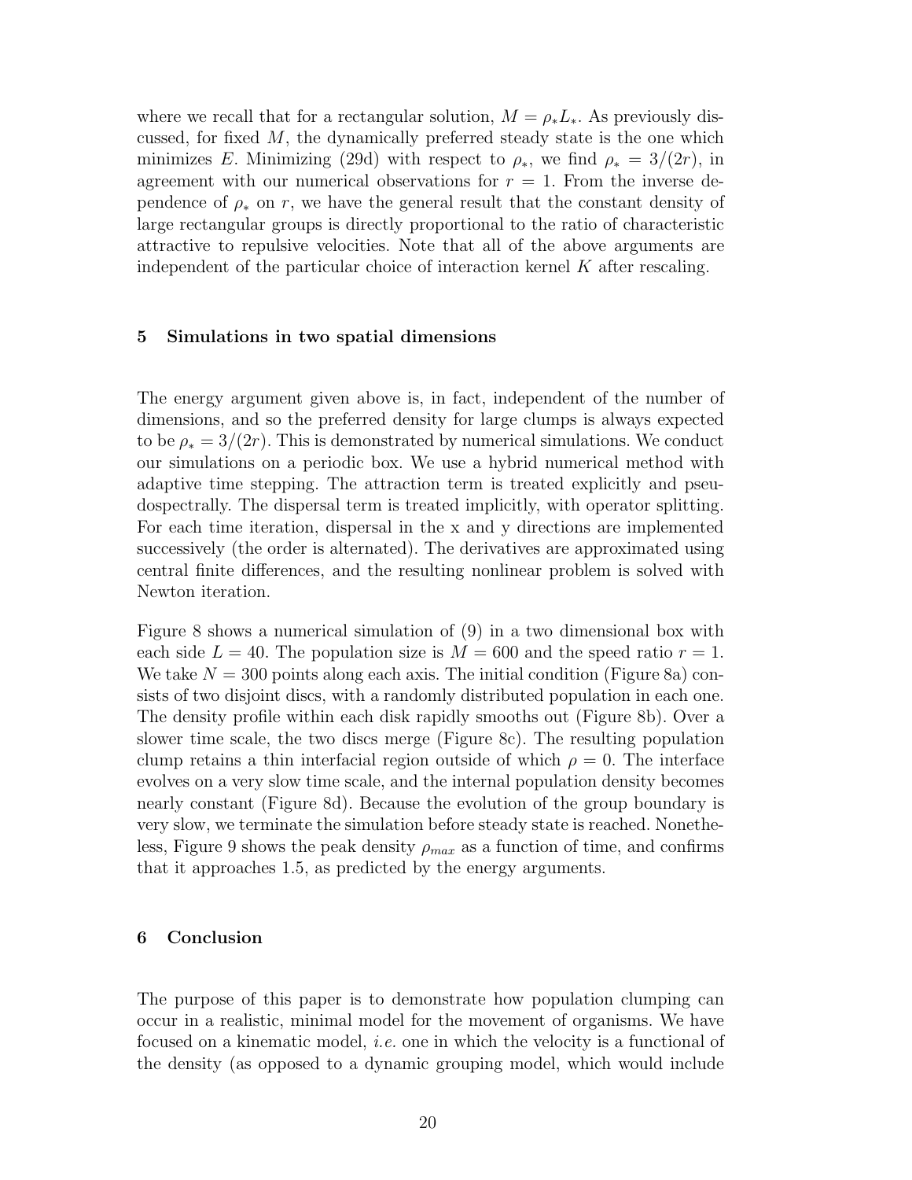where we recall that for a rectangular solution, $M = \rho_* L_*$. As previously discussed, for fixed $M$, the dynamically preferred steady state is the one which minimizes $E$. Minimizing (29d) with respect to $\rho_*$, we find $\rho_* = 3/(2r)$, in agreement with our numerical observations for $r = 1$. From the inverse dependence of $\rho_*$ on $r$, we have the general result that the constant density of large rectangular groups is directly proportional to the ratio of characteristic attractive to repulsive velocities. Note that all of the above arguments are independent of the particular choice of interaction kernel $K$ after rescaling.

## 5 Simulations in two spatial dimensions

The energy argument given above is, in fact, independent of the number of dimensions, and so the preferred density for large clumps is always expected to be $\rho_* = 3/(2r)$. This is demonstrated by numerical simulations. We conduct our simulations on a periodic box. We use a hybrid numerical method with adaptive time stepping. The attraction term is treated explicitly and pseudospectrally. The dispersal term is treated implicitly, with operator splitting. For each time iteration, dispersal in the x and y directions are implemented successively (the order is alternated). The derivatives are approximated using central finite differences, and the resulting nonlinear problem is solved with Newton iteration.

Figure 8 shows a numerical simulation of (9) in a two dimensional box with each side $L = 40$. The population size is $M = 600$ and the speed ratio $r = 1$. We take $N = 300$ points along each axis. The initial condition (Figure 8a) consists of two disjoint discs, with a randomly distributed population in each one. The density profile within each disk rapidly smooths out (Figure 8b). Over a slower time scale, the two discs merge (Figure 8c). The resulting population clump retains a thin interfacial region outside of which $\rho = 0$. The interface evolves on a very slow time scale, and the internal population density becomes nearly constant (Figure 8d). Because the evolution of the group boundary is very slow, we terminate the simulation before steady state is reached. Nonetheless, Figure 9 shows the peak density $\rho_{max}$ as a function of time, and confirms that it approaches 1.5, as predicted by the energy arguments.

## 6 Conclusion

The purpose of this paper is to demonstrate how population clumping can occur in a realistic, minimal model for the movement of organisms. We have focused on a kinematic model, *i.e.* one in which the velocity is a functional of the density (as opposed to a dynamic grouping model, which would include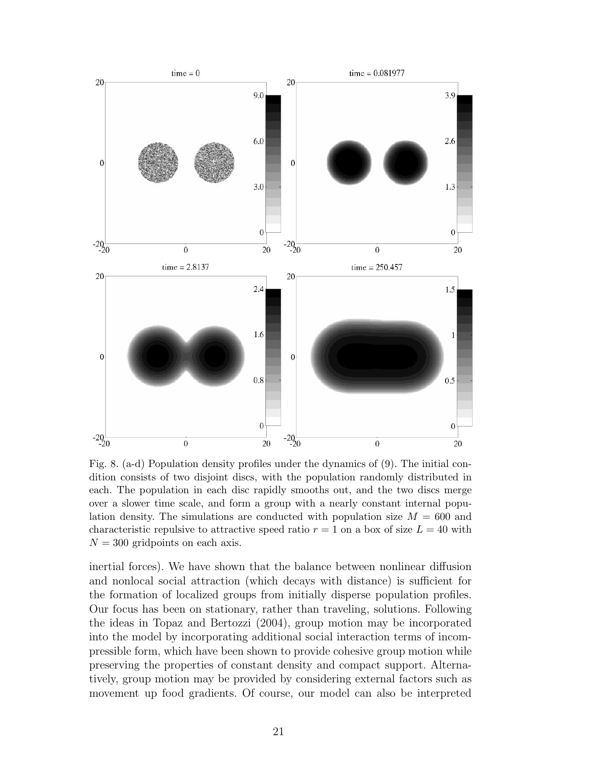Fig. 8. (a-d) Population density profiles under the dynamics of (9). The initial condition consists of two disjoint discs, with the population randomly distributed in each. The population in each disc rapidly smooths out, and the two discs merge over a slower time scale, and form a group with a nearly constant internal population density. The simulations are conducted with population size $M = 600$ and characteristic repulsive to attractive speed ratio $r = 1$ on a box of size $L = 40$ with $N = 300$ gridpoints on each axis.

inertial forces). We have shown that the balance between nonlinear diffusion and nonlocal social attraction (which decays with distance) is sufficient for the formation of localized groups from initially disperse population profiles. Our focus has been on stationary, rather than traveling, solutions. Following the ideas in Topaz and Bertozzi (2004), group motion may be incorporated into the model by incorporating additional social interaction terms of incompressible form, which have been shown to provide cohesive group motion while preserving the properties of constant density and compact support. Alternatively, group motion may be provided by considering external factors such as movement up food gradients. Of course, our model can also be interpreted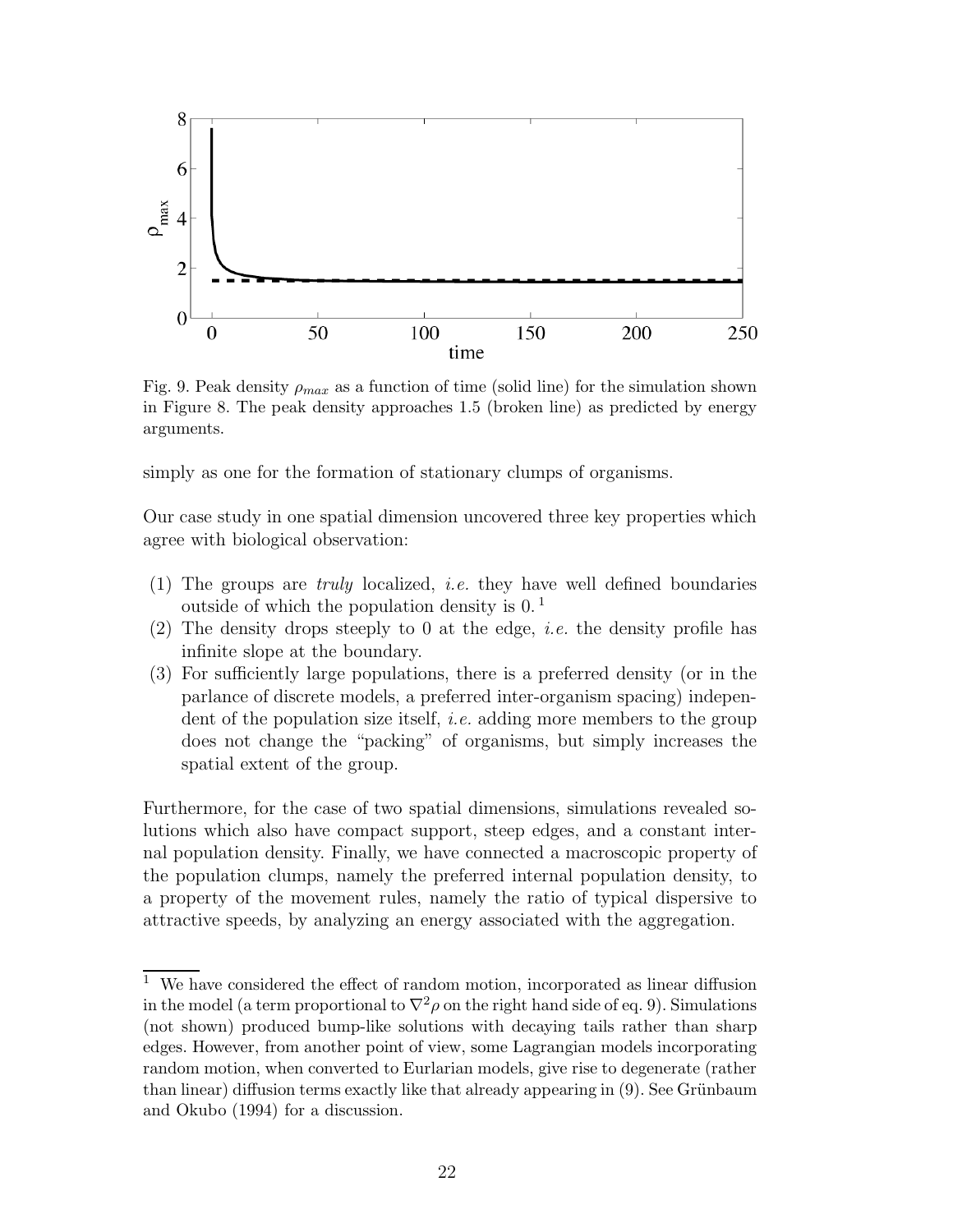Fig. 9. Peak density $\rho_{max}$ as a function of time (solid line) for the simulation shown in Figure 8. The peak density approaches 1.5 (broken line) as predicted by energy arguments.

simply as one for the formation of stationary clumps of organisms.

Our case study in one spatial dimension uncovered three key properties which agree with biological observation:

(1) The groups are *truly* localized, *i.e.* they have well defined boundaries outside of which the population density is 0. [1]
(2) The density drops steeply to 0 at the edge, *i.e.* the density profile has infinite slope at the boundary.
(3) For sufficiently large populations, there is a preferred density (or in the parlance of discrete models, a preferred inter-organism spacing) independent of the population size itself, *i.e.* adding more members to the group does not change the "packing" of organisms, but simply increases the spatial extent of the group.

Furthermore, for the case of two spatial dimensions, simulations revealed solutions which also have compact support, steep edges, and a constant internal population density. Finally, we have connected a macroscopic property of the population clumps, namely the preferred internal population density, to a property of the movement rules, namely the ratio of typical dispersive to attractive speeds, by analyzing an energy associated with the aggregation.

[1] We have considered the effect of random motion, incorporated as linear diffusion in the model (a term proportional to $\nabla^2 \rho$ on the right hand side of eq. 9). Simulations (not shown) produced bump-like solutions with decaying tails rather than sharp edges. However, from another point of view, some Lagrangian models incorporating random motion, when converted to Eurlarian models, give rise to degenerate (rather than linear) diffusion terms exactly like that already appearing in (9). See Grünbaum and Okubo (1994) for a discussion.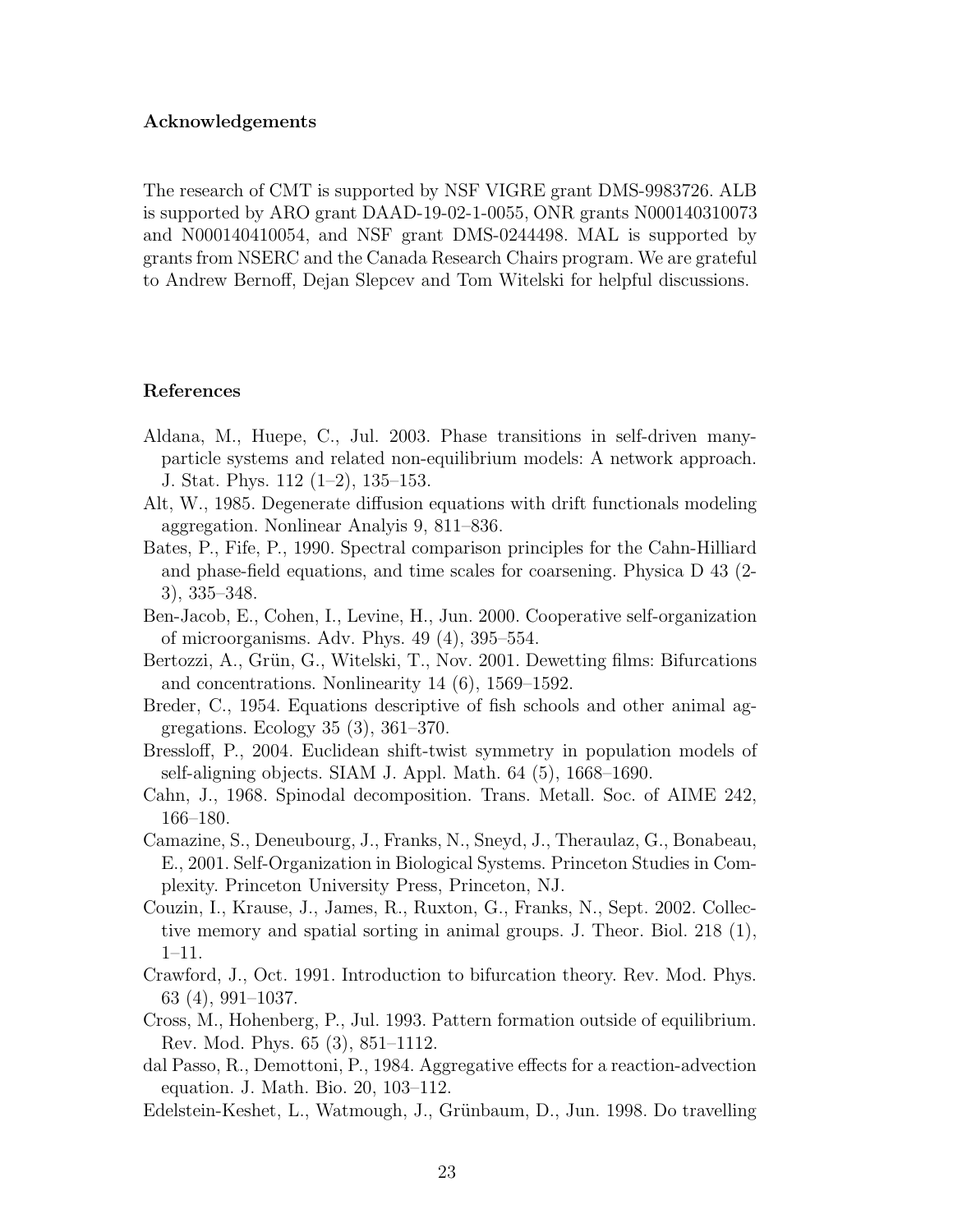## Acknowledgements

The research of CMT is supported by NSF VIGRE grant DMS-9983726. ALB is supported by ARO grant DAAD-19-02-1-0055, ONR grants N000140310073 and N000140410054, and NSF grant DMS-0244498. MAL is supported by grants from NSERC and the Canada Research Chairs program. We are grateful to Andrew Bernoff, Dejan Slepcev and Tom Witelski for helpful discussions.

## References

Aldana, M., Huepe, C., Jul. 2003. Phase transitions in self-driven many-particle systems and related non-equilibrium models: A network approach. J. Stat. Phys. 112 (1–2), 135–153.

Alt, W., 1985. Degenerate diffusion equations with drift functionals modeling aggregation. Nonlinear Analyis 9, 811–836.

Bates, P., Fife, P., 1990. Spectral comparison principles for the Cahn-Hilliard and phase-field equations, and time scales for coarsening. Physica D 43 (2-3), 335–348.

Ben-Jacob, E., Cohen, I., Levine, H., Jun. 2000. Cooperative self-organization of microorganisms. Adv. Phys. 49 (4), 395–554.

Bertozzi, A., Grün, G., Witelski, T., Nov. 2001. Dewetting films: Bifurcations and concentrations. Nonlinearity 14 (6), 1569–1592.

Breder, C., 1954. Equations descriptive of fish schools and other animal aggregations. Ecology 35 (3), 361–370.

Bressloff, P., 2004. Euclidean shift-twist symmetry in population models of self-aligning objects. SIAM J. Appl. Math. 64 (5), 1668–1690.

Cahn, J., 1968. Spinodal decomposition. Trans. Metall. Soc. of AIME 242, 166–180.

Camazine, S., Deneubourg, J., Franks, N., Sneyd, J., Theraulaz, G., Bonabeau, E., 2001. Self-Organization in Biological Systems. Princeton Studies in Complexity. Princeton University Press, Princeton, NJ.

Couzin, I., Krause, J., James, R., Ruxton, G., Franks, N., Sept. 2002. Collective memory and spatial sorting in animal groups. J. Theor. Biol. 218 (1), 1–11.

Crawford, J., Oct. 1991. Introduction to bifurcation theory. Rev. Mod. Phys. 63 (4), 991–1037.

Cross, M., Hohenberg, P., Jul. 1993. Pattern formation outside of equilibrium. Rev. Mod. Phys. 65 (3), 851–1112.

dal Passo, R., Demottoni, P., 1984. Aggregative effects for a reaction-advection equation. J. Math. Bio. 20, 103–112.

Edelstein-Keshet, L., Watmough, J., Grünbaum, D., Jun. 1998. Do travelling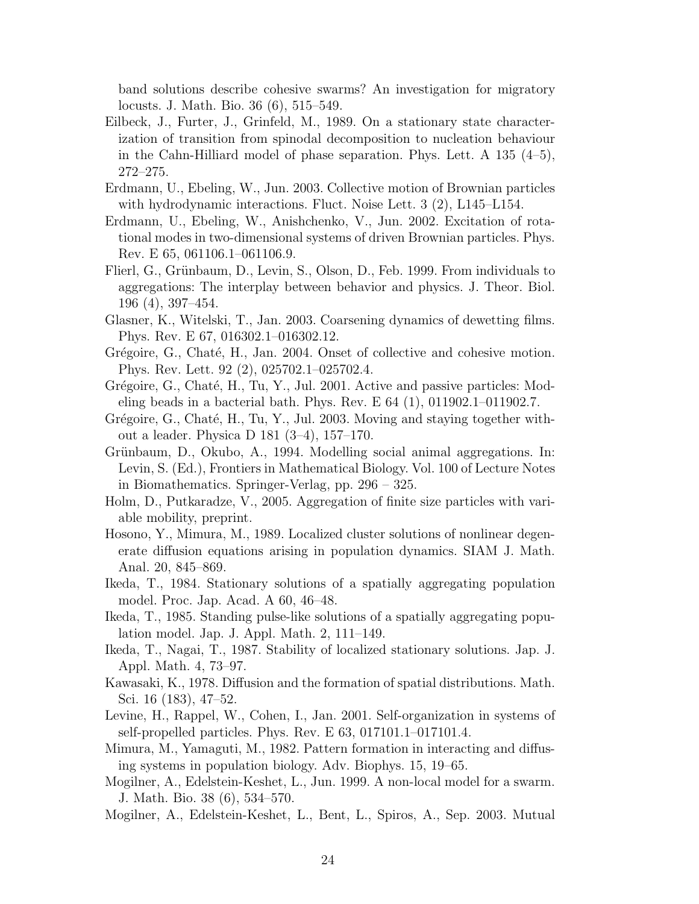band solutions describe cohesive swarms? An investigation for migratory locusts. J. Math. Bio. 36 (6), 515–549.

Eilbeck, J., Furter, J., Grinfeld, M., 1989. On a stationary state characterization of transition from spinodal decomposition to nucleation behaviour in the Cahn-Hilliard model of phase separation. Phys. Lett. A 135 (4–5), 272–275.

Erdmann, U., Ebeling, W., Jun. 2003. Collective motion of Brownian particles with hydrodynamic interactions. Fluct. Noise Lett. 3 (2), L145–L154.

Erdmann, U., Ebeling, W., Anishchenko, V., Jun. 2002. Excitation of rotational modes in two-dimensional systems of driven Brownian particles. Phys. Rev. E 65, 061106.1–061106.9.

Flierl, G., Grünbaum, D., Levin, S., Olson, D., Feb. 1999. From individuals to aggregations: The interplay between behavior and physics. J. Theor. Biol. 196 (4), 397–454.

Glasner, K., Witelski, T., Jan. 2003. Coarsening dynamics of dewetting films. Phys. Rev. E 67, 016302.1–016302.12.

Grégoire, G., Chaté, H., Jan. 2004. Onset of collective and cohesive motion. Phys. Rev. Lett. 92 (2), 025702.1–025702.4.

Grégoire, G., Chaté, H., Tu, Y., Jul. 2001. Active and passive particles: Modeling beads in a bacterial bath. Phys. Rev. E 64 (1), 011902.1–011902.7.

Grégoire, G., Chaté, H., Tu, Y., Jul. 2003. Moving and staying together without a leader. Physica D 181 (3–4), 157–170.

Grünbaum, D., Okubo, A., 1994. Modelling social animal aggregations. In: Levin, S. (Ed.), Frontiers in Mathematical Biology. Vol. 100 of Lecture Notes in Biomathematics. Springer-Verlag, pp. 296 – 325.

Holm, D., Putkaradze, V., 2005. Aggregation of finite size particles with variable mobility, preprint.

Hosono, Y., Mimura, M., 1989. Localized cluster solutions of nonlinear degenerate diffusion equations arising in population dynamics. SIAM J. Math. Anal. 20, 845–869.

Ikeda, T., 1984. Stationary solutions of a spatially aggregating population model. Proc. Jap. Acad. A 60, 46–48.

Ikeda, T., 1985. Standing pulse-like solutions of a spatially aggregating population model. Jap. J. Appl. Math. 2, 111–149.

Ikeda, T., Nagai, T., 1987. Stability of localized stationary solutions. Jap. J. Appl. Math. 4, 73–97.

Kawasaki, K., 1978. Diffusion and the formation of spatial distributions. Math. Sci. 16 (183), 47–52.

Levine, H., Rappel, W., Cohen, I., Jan. 2001. Self-organization in systems of self-propelled particles. Phys. Rev. E 63, 017101.1–017101.4.

Mimura, M., Yamaguti, M., 1982. Pattern formation in interacting and diffusing systems in population biology. Adv. Biophys. 15, 19–65.

Mogilner, A., Edelstein-Keshet, L., Jun. 1999. A non-local model for a swarm. J. Math. Bio. 38 (6), 534–570.

Mogilner, A., Edelstein-Keshet, L., Bent, L., Spiros, A., Sep. 2003. Mutual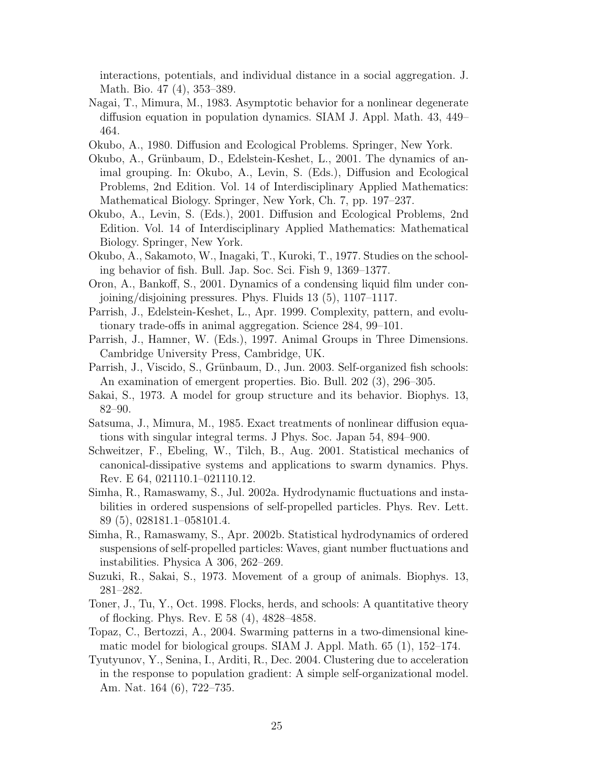interactions, potentials, and individual distance in a social aggregation. J. Math. Bio. 47 (4), 353–389.

Nagai, T., Mimura, M., 1983. Asymptotic behavior for a nonlinear degenerate diffusion equation in population dynamics. SIAM J. Appl. Math. 43, 449–464.

Okubo, A., 1980. Diffusion and Ecological Problems. Springer, New York.

Okubo, A., Grünbaum, D., Edelstein-Keshet, L., 2001. The dynamics of animal grouping. In: Okubo, A., Levin, S. (Eds.), Diffusion and Ecological Problems, 2nd Edition. Vol. 14 of Interdisciplinary Applied Mathematics: Mathematical Biology. Springer, New York, Ch. 7, pp. 197–237.

Okubo, A., Levin, S. (Eds.), 2001. Diffusion and Ecological Problems, 2nd Edition. Vol. 14 of Interdisciplinary Applied Mathematics: Mathematical Biology. Springer, New York.

Okubo, A., Sakamoto, W., Inagaki, T., Kuroki, T., 1977. Studies on the schooling behavior of fish. Bull. Jap. Soc. Sci. Fish 9, 1369–1377.

Oron, A., Bankoff, S., 2001. Dynamics of a condensing liquid film under conjoining/disjoining pressures. Phys. Fluids 13 (5), 1107–1117.

Parrish, J., Edelstein-Keshet, L., Apr. 1999. Complexity, pattern, and evolutionary trade-offs in animal aggregation. Science 284, 99–101.

Parrish, J., Hamner, W. (Eds.), 1997. Animal Groups in Three Dimensions. Cambridge University Press, Cambridge, UK.

Parrish, J., Viscido, S., Grünbaum, D., Jun. 2003. Self-organized fish schools: An examination of emergent properties. Bio. Bull. 202 (3), 296–305.

Sakai, S., 1973. A model for group structure and its behavior. Biophys. 13, 82–90.

Satsuma, J., Mimura, M., 1985. Exact treatments of nonlinear diffusion equations with singular integral terms. J Phys. Soc. Japan 54, 894–900.

Schweitzer, F., Ebeling, W., Tilch, B., Aug. 2001. Statistical mechanics of canonical-dissipative systems and applications to swarm dynamics. Phys. Rev. E 64, 021110.1–021110.12.

Simha, R., Ramaswamy, S., Jul. 2002a. Hydrodynamic fluctuations and instabilities in ordered suspensions of self-propelled particles. Phys. Rev. Lett. 89 (5), 028181.1–058101.4.

Simha, R., Ramaswamy, S., Apr. 2002b. Statistical hydrodynamics of ordered suspensions of self-propelled particles: Waves, giant number fluctuations and instabilities. Physica A 306, 262–269.

Suzuki, R., Sakai, S., 1973. Movement of a group of animals. Biophys. 13, 281–282.

Toner, J., Tu, Y., Oct. 1998. Flocks, herds, and schools: A quantitative theory of flocking. Phys. Rev. E 58 (4), 4828–4858.

Topaz, C., Bertozzi, A., 2004. Swarming patterns in a two-dimensional kinematic model for biological groups. SIAM J. Appl. Math. 65 (1), 152–174.

Tyutyunov, Y., Senina, I., Arditi, R., Dec. 2004. Clustering due to acceleration in the response to population gradient: A simple self-organizational model. Am. Nat. 164 (6), 722–735.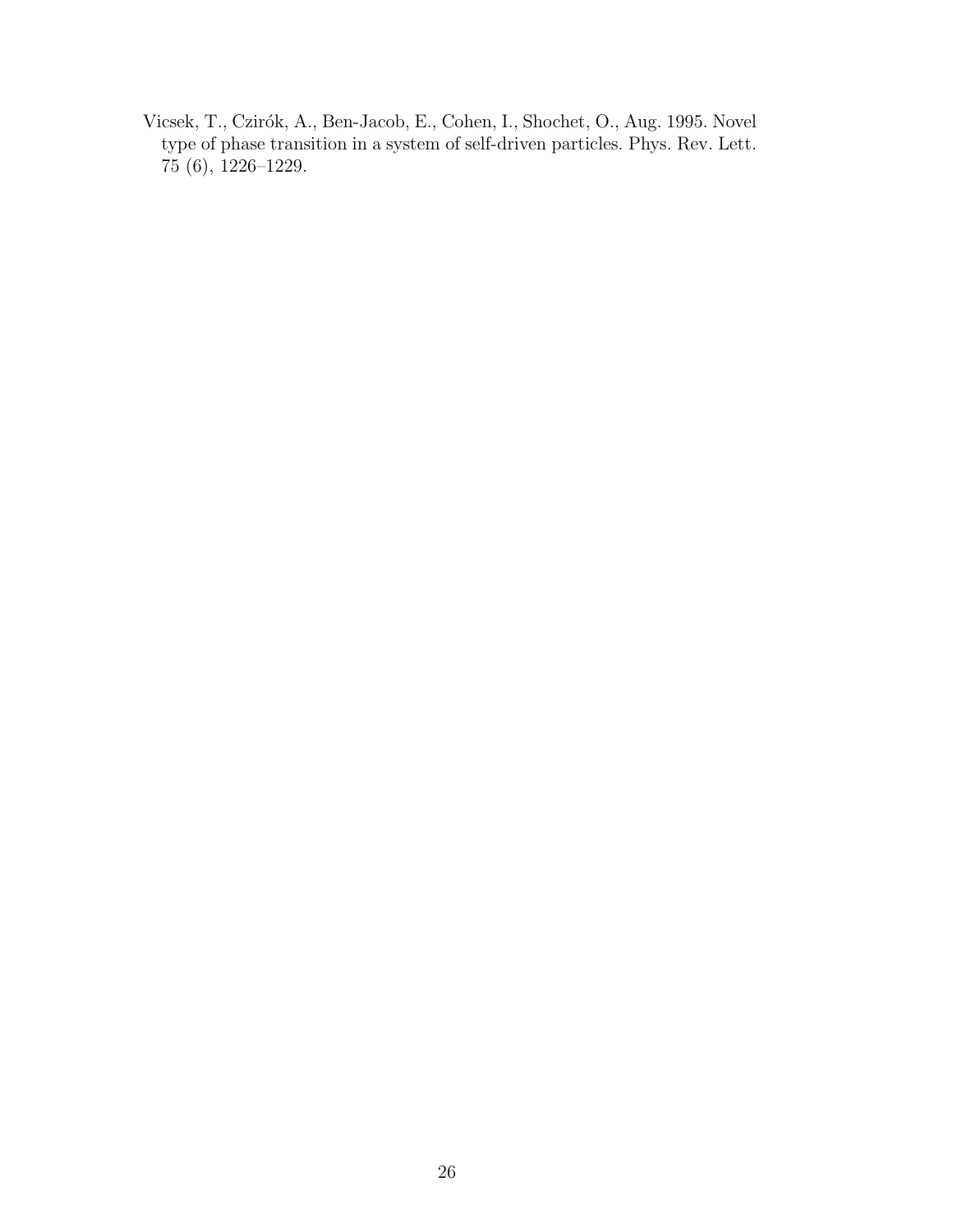Vicsek, T., Czirók, A., Ben-Jacob, E., Cohen, I., Shochet, O., Aug. 1995. Novel type of phase transition in a system of self-driven particles. Phys. Rev. Lett. 75 (6), 1226–1229.